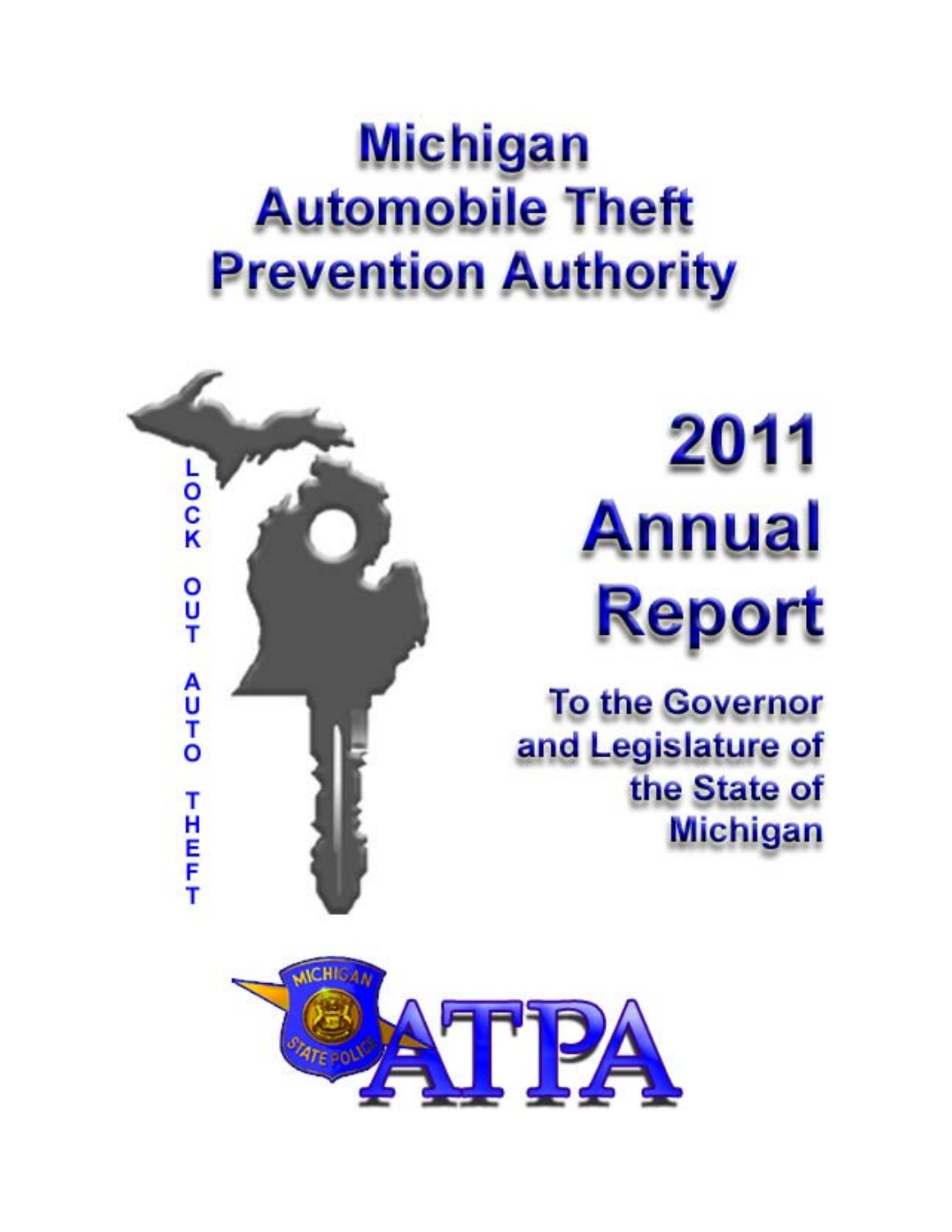# Michigan Automobile Theft Prevention Authority

LOCK OUT AUTO THEFT

# 2011 Annual Report

## To the Governor and Legislature of the State of Michigan

MICHIGAN STATE POLICE

ATPA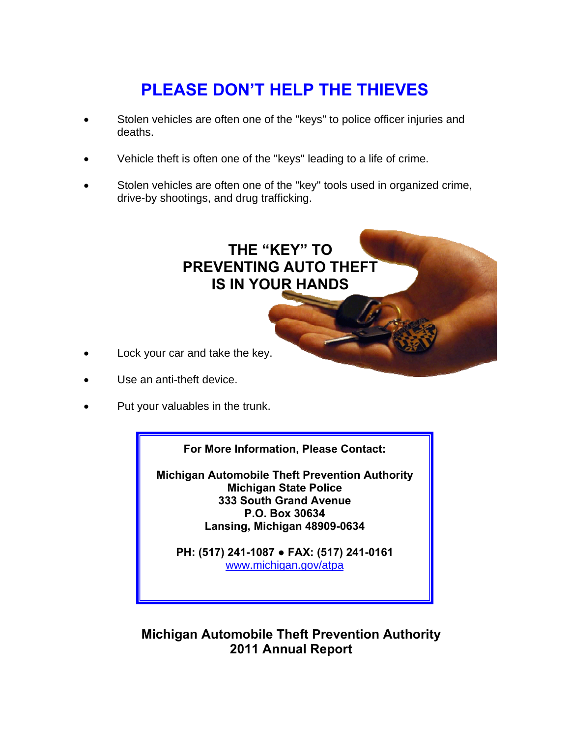# PLEASE DON'T HELP THE THIEVES

- Stolen vehicles are often one of the "keys" to police officer injuries and deaths.
- Vehicle theft is often one of the "keys" leading to a life of crime.
- Stolen vehicles are often one of the "key" tools used in organized crime, drive-by shootings, and drug trafficking.

## THE "KEY" TO PREVENTING AUTO THEFT IS IN YOUR HANDS

- Lock your car and take the key.
- Use an anti-theft device.
- Put your valuables in the trunk.

**For More Information, Please Contact:**

**Michigan Automobile Theft Prevention Authority**
**Michigan State Police**
**333 South Grand Avenue**
**P.O. Box 30634**
**Lansing, Michigan 48909-0634**

**PH: (517) 241-1087 • FAX: (517) 241-0161**
www.michigan.gov/atpa

**Michigan Automobile Theft Prevention Authority**
**2011 Annual Report**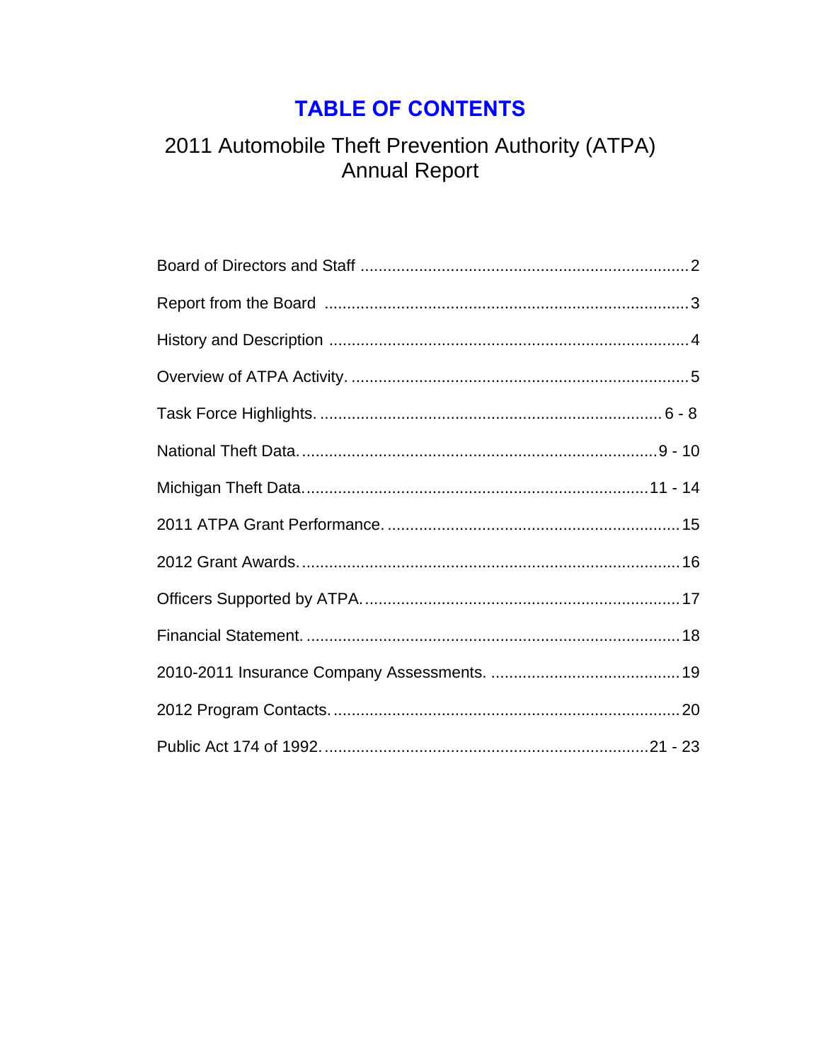# TABLE OF CONTENTS

## 2011 Automobile Theft Prevention Authority (ATPA) Annual Report

| Section | Page |
|---|---|
| Board of Directors and Staff | 2 |
| Report from the Board | 3 |
| History and Description | 4 |
| Overview of ATPA Activity. | 5 |
| Task Force Highlights. | 6 - 8 |
| National Theft Data. | 9 - 10 |
| Michigan Theft Data. | 11 - 14 |
| 2011 ATPA Grant Performance. | 15 |
| 2012 Grant Awards. | 16 |
| Officers Supported by ATPA. | 17 |
| Financial Statement. | 18 |
| 2010-2011 Insurance Company Assessments. | 19 |
| 2012 Program Contacts. | 20 |
| Public Act 174 of 1992. | 21 - 23 |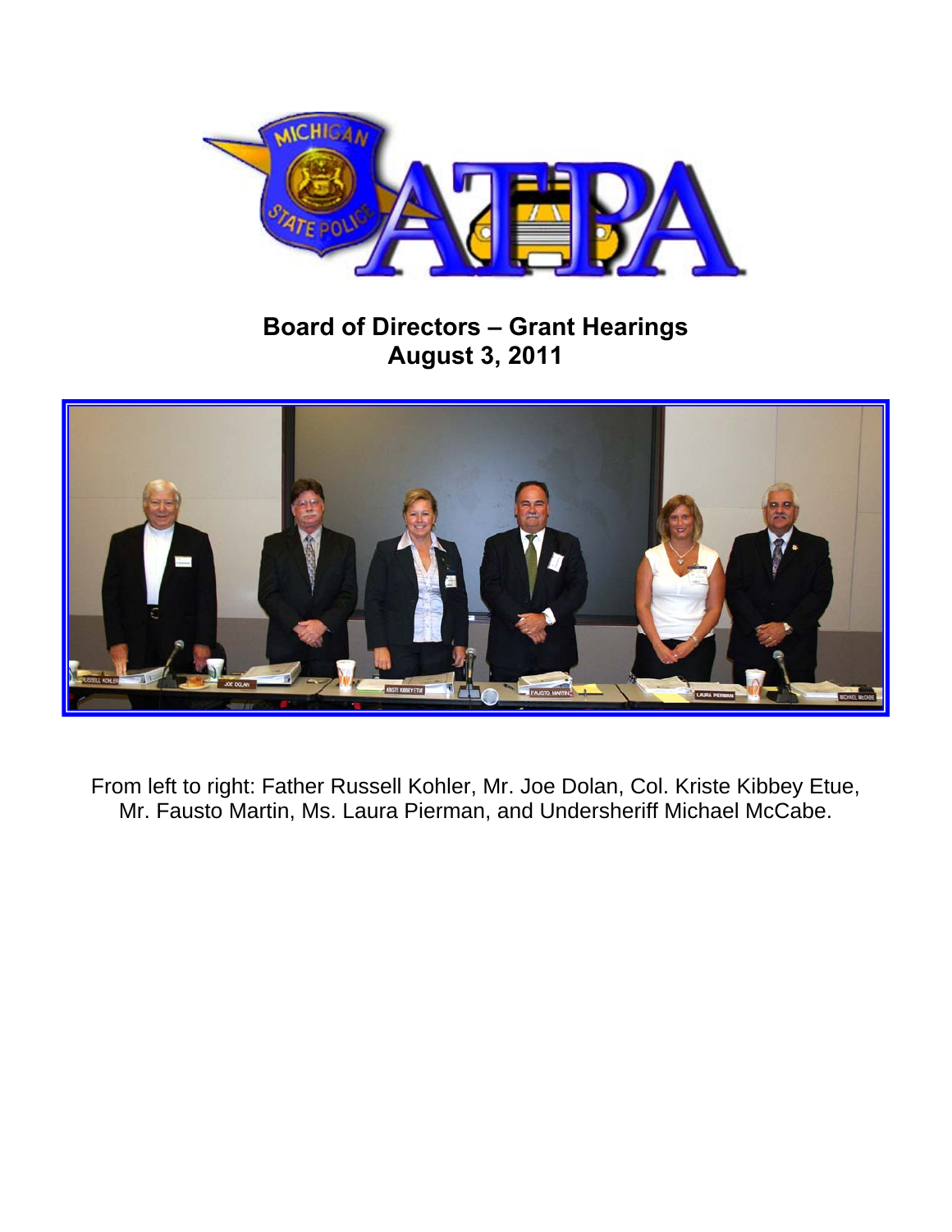# Board of Directors – Grant Hearings
## August 3, 2011

From left to right: Father Russell Kohler, Mr. Joe Dolan, Col. Kriste Kibbey Etue, Mr. Fausto Martin, Ms. Laura Pierman, and Undersheriff Michael McCabe.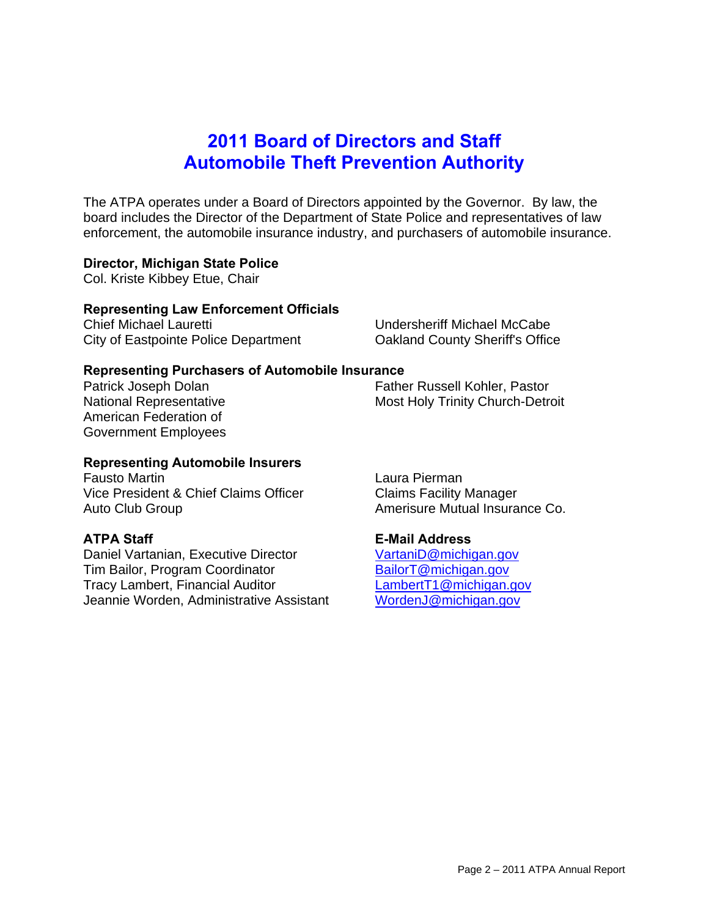# 2011 Board of Directors and Staff
# Automobile Theft Prevention Authority

The ATPA operates under a Board of Directors appointed by the Governor. By law, the board includes the Director of the Department of State Police and representatives of law enforcement, the automobile insurance industry, and purchasers of automobile insurance.

**Director, Michigan State Police**
Col. Kriste Kibbey Etue, Chair

**Representing Law Enforcement Officials**

Chief Michael Lauretti
City of Eastpointe Police Department

Undersheriff Michael McCabe
Oakland County Sheriff's Office

**Representing Purchasers of Automobile Insurance**

Patrick Joseph Dolan
National Representative
American Federation of Government Employees

Father Russell Kohler, Pastor
Most Holy Trinity Church-Detroit

**Representing Automobile Insurers**

Fausto Martin
Vice President & Chief Claims Officer
Auto Club Group

Laura Pierman
Claims Facility Manager
Amerisure Mutual Insurance Co.

| **ATPA Staff** | **E-Mail Address** |
|---|---|
| Daniel Vartanian, Executive Director | VartaniD@michigan.gov |
| Tim Bailor, Program Coordinator | BailorT@michigan.gov |
| Tracy Lambert, Financial Auditor | LambertT1@michigan.gov |
| Jeannie Worden, Administrative Assistant | WordenJ@michigan.gov |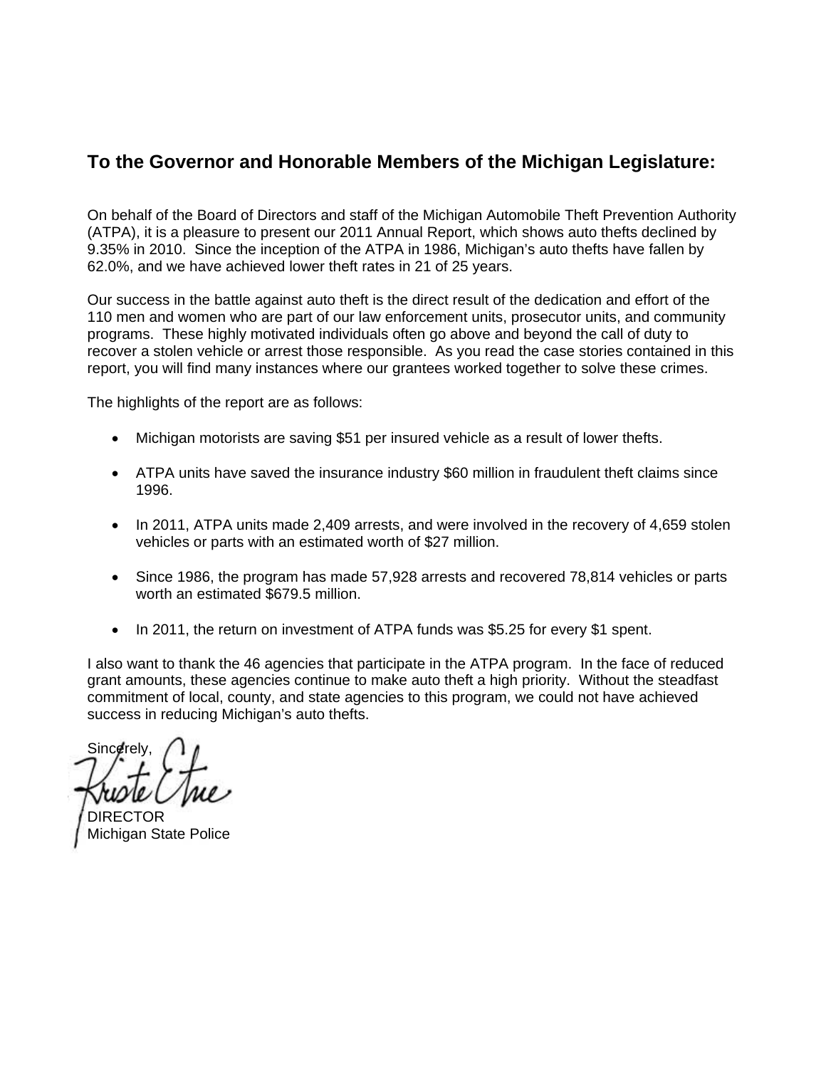## To the Governor and Honorable Members of the Michigan Legislature:

On behalf of the Board of Directors and staff of the Michigan Automobile Theft Prevention Authority (ATPA), it is a pleasure to present our 2011 Annual Report, which shows auto thefts declined by 9.35% in 2010. Since the inception of the ATPA in 1986, Michigan's auto thefts have fallen by 62.0%, and we have achieved lower theft rates in 21 of 25 years.

Our success in the battle against auto theft is the direct result of the dedication and effort of the 110 men and women who are part of our law enforcement units, prosecutor units, and community programs. These highly motivated individuals often go above and beyond the call of duty to recover a stolen vehicle or arrest those responsible. As you read the case stories contained in this report, you will find many instances where our grantees worked together to solve these crimes.

The highlights of the report are as follows:

- Michigan motorists are saving $51 per insured vehicle as a result of lower thefts.
- ATPA units have saved the insurance industry $60 million in fraudulent theft claims since 1996.
- In 2011, ATPA units made 2,409 arrests, and were involved in the recovery of 4,659 stolen vehicles or parts with an estimated worth of $27 million.
- Since 1986, the program has made 57,928 arrests and recovered 78,814 vehicles or parts worth an estimated $679.5 million.
- In 2011, the return on investment of ATPA funds was $5.25 for every $1 spent.

I also want to thank the 46 agencies that participate in the ATPA program. In the face of reduced grant amounts, these agencies continue to make auto theft a high priority. Without the steadfast commitment of local, county, and state agencies to this program, we could not have achieved success in reducing Michigan's auto thefts.

Sincerely,

Kriste Etue

DIRECTOR
Michigan State Police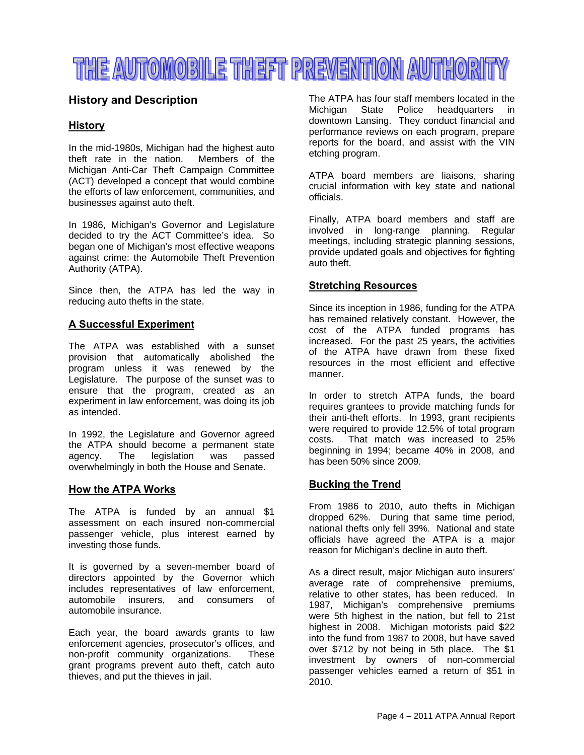# THE AUTOMOBILE THEFT PREVENTION AUTHORITY

## History and Description

### History

In the mid-1980s, Michigan had the highest auto theft rate in the nation. Members of the Michigan Anti-Car Theft Campaign Committee (ACT) developed a concept that would combine the efforts of law enforcement, communities, and businesses against auto theft.

In 1986, Michigan's Governor and Legislature decided to try the ACT Committee's idea. So began one of Michigan's most effective weapons against crime: the Automobile Theft Prevention Authority (ATPA).

Since then, the ATPA has led the way in reducing auto thefts in the state.

### A Successful Experiment

The ATPA was established with a sunset provision that automatically abolished the program unless it was renewed by the Legislature. The purpose of the sunset was to ensure that the program, created as an experiment in law enforcement, was doing its job as intended.

In 1992, the Legislature and Governor agreed the ATPA should become a permanent state agency. The legislation was passed overwhelmingly in both the House and Senate.

### How the ATPA Works

The ATPA is funded by an annual $1 assessment on each insured non-commercial passenger vehicle, plus interest earned by investing those funds.

It is governed by a seven-member board of directors appointed by the Governor which includes representatives of law enforcement, automobile insurers, and consumers of automobile insurance.

Each year, the board awards grants to law enforcement agencies, prosecutor's offices, and non-profit community organizations. These grant programs prevent auto theft, catch auto thieves, and put the thieves in jail.

The ATPA has four staff members located in the Michigan State Police headquarters in downtown Lansing. They conduct financial and performance reviews on each program, prepare reports for the board, and assist with the VIN etching program.

ATPA board members are liaisons, sharing crucial information with key state and national officials.

Finally, ATPA board members and staff are involved in long-range planning. Regular meetings, including strategic planning sessions, provide updated goals and objectives for fighting auto theft.

### Stretching Resources

Since its inception in 1986, funding for the ATPA has remained relatively constant. However, the cost of the ATPA funded programs has increased. For the past 25 years, the activities of the ATPA have drawn from these fixed resources in the most efficient and effective manner.

In order to stretch ATPA funds, the board requires grantees to provide matching funds for their anti-theft efforts. In 1993, grant recipients were required to provide 12.5% of total program costs. That match was increased to 25% beginning in 1994; became 40% in 2008, and has been 50% since 2009.

### Bucking the Trend

From 1986 to 2010, auto thefts in Michigan dropped 62%. During that same time period, national thefts only fell 39%. National and state officials have agreed the ATPA is a major reason for Michigan's decline in auto theft.

As a direct result, major Michigan auto insurers' average rate of comprehensive premiums, relative to other states, has been reduced. In 1987, Michigan's comprehensive premiums were 5th highest in the nation, but fell to 21st highest in 2008. Michigan motorists paid $22 into the fund from 1987 to 2008, but have saved over $712 by not being in 5th place. The $1 investment by owners of non-commercial passenger vehicles earned a return of $51 in 2010.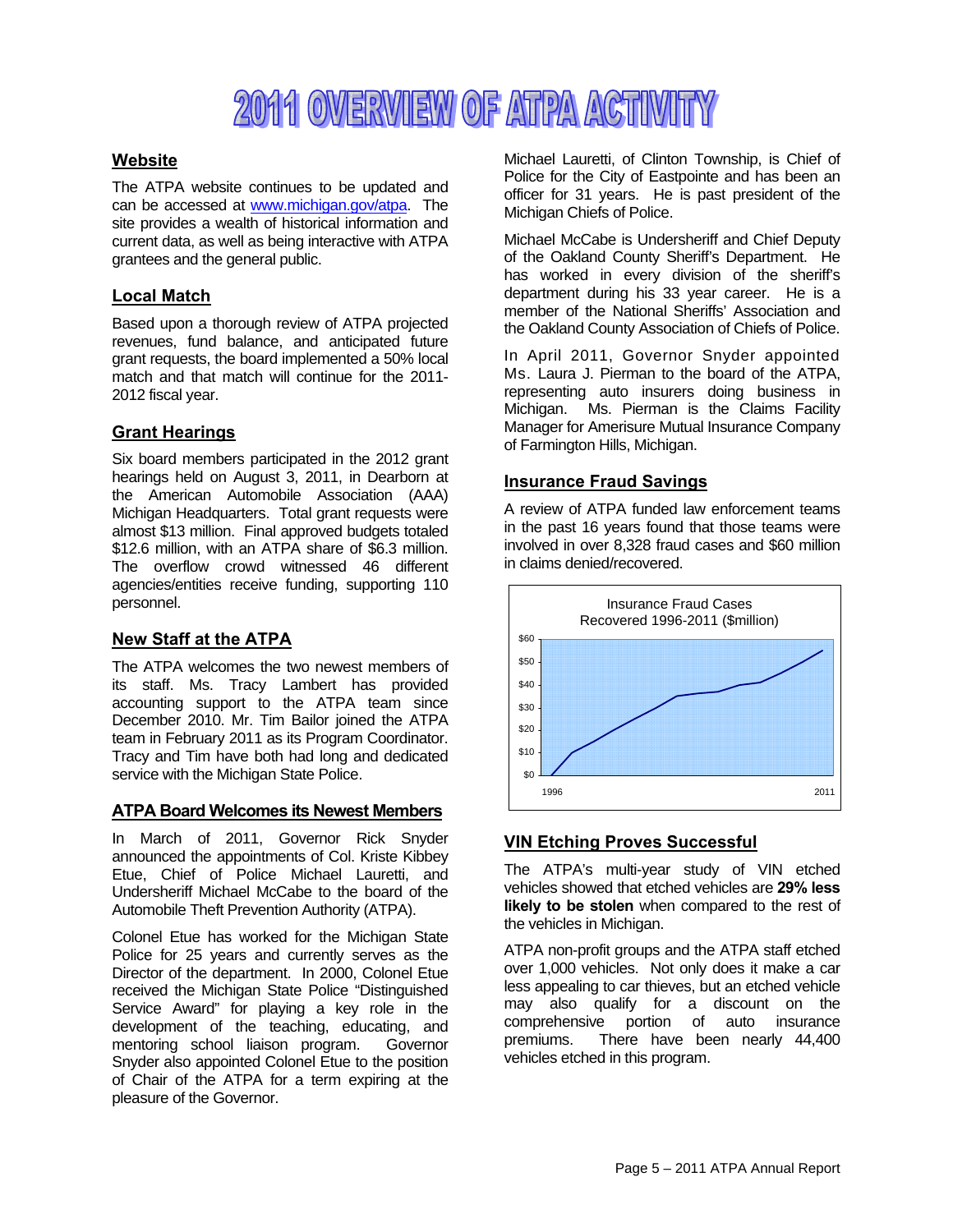# 2011 OVERVIEW OF ATPA ACTIVITY

## Website

The ATPA website continues to be updated and can be accessed at www.michigan.gov/atpa. The site provides a wealth of historical information and current data, as well as being interactive with ATPA grantees and the general public.

## Local Match

Based upon a thorough review of ATPA projected revenues, fund balance, and anticipated future grant requests, the board implemented a 50% local match and that match will continue for the 2011-2012 fiscal year.

## Grant Hearings

Six board members participated in the 2012 grant hearings held on August 3, 2011, in Dearborn at the American Automobile Association (AAA) Michigan Headquarters. Total grant requests were almost $13 million. Final approved budgets totaled $12.6 million, with an ATPA share of $6.3 million. The overflow crowd witnessed 46 different agencies/entities receive funding, supporting 110 personnel.

## New Staff at the ATPA

The ATPA welcomes the two newest members of its staff. Ms. Tracy Lambert has provided accounting support to the ATPA team since December 2010. Mr. Tim Bailor joined the ATPA team in February 2011 as its Program Coordinator. Tracy and Tim have both had long and dedicated service with the Michigan State Police.

## ATPA Board Welcomes its Newest Members

In March of 2011, Governor Rick Snyder announced the appointments of Col. Kriste Kibbey Etue, Chief of Police Michael Lauretti, and Undersheriff Michael McCabe to the board of the Automobile Theft Prevention Authority (ATPA).

Colonel Etue has worked for the Michigan State Police for 25 years and currently serves as the Director of the department. In 2000, Colonel Etue received the Michigan State Police "Distinguished Service Award" for playing a key role in the development of the teaching, educating, and mentoring school liaison program. Governor Snyder also appointed Colonel Etue to the position of Chair of the ATPA for a term expiring at the pleasure of the Governor.

Michael Lauretti, of Clinton Township, is Chief of Police for the City of Eastpointe and has been an officer for 31 years. He is past president of the Michigan Chiefs of Police.

Michael McCabe is Undersheriff and Chief Deputy of the Oakland County Sheriff's Department. He has worked in every division of the sheriff's department during his 33 year career. He is a member of the National Sheriffs' Association and the Oakland County Association of Chiefs of Police.

In April 2011, Governor Snyder appointed Ms. Laura J. Pierman to the board of the ATPA, representing auto insurers doing business in Michigan. Ms. Pierman is the Claims Facility Manager for Amerisure Mutual Insurance Company of Farmington Hills, Michigan.

## Insurance Fraud Savings

A review of ATPA funded law enforcement teams in the past 16 years found that those teams were involved in over 8,328 fraud cases and $60 million in claims denied/recovered.

Insurance Fraud Cases Recovered 1996-2011 ($million)

## VIN Etching Proves Successful

The ATPA's multi-year study of VIN etched vehicles showed that etched vehicles are **29% less likely to be stolen** when compared to the rest of the vehicles in Michigan.

ATPA non-profit groups and the ATPA staff etched over 1,000 vehicles. Not only does it make a car less appealing to car thieves, but an etched vehicle may also qualify for a discount on the comprehensive portion of auto insurance premiums. There have been nearly 44,400 vehicles etched in this program.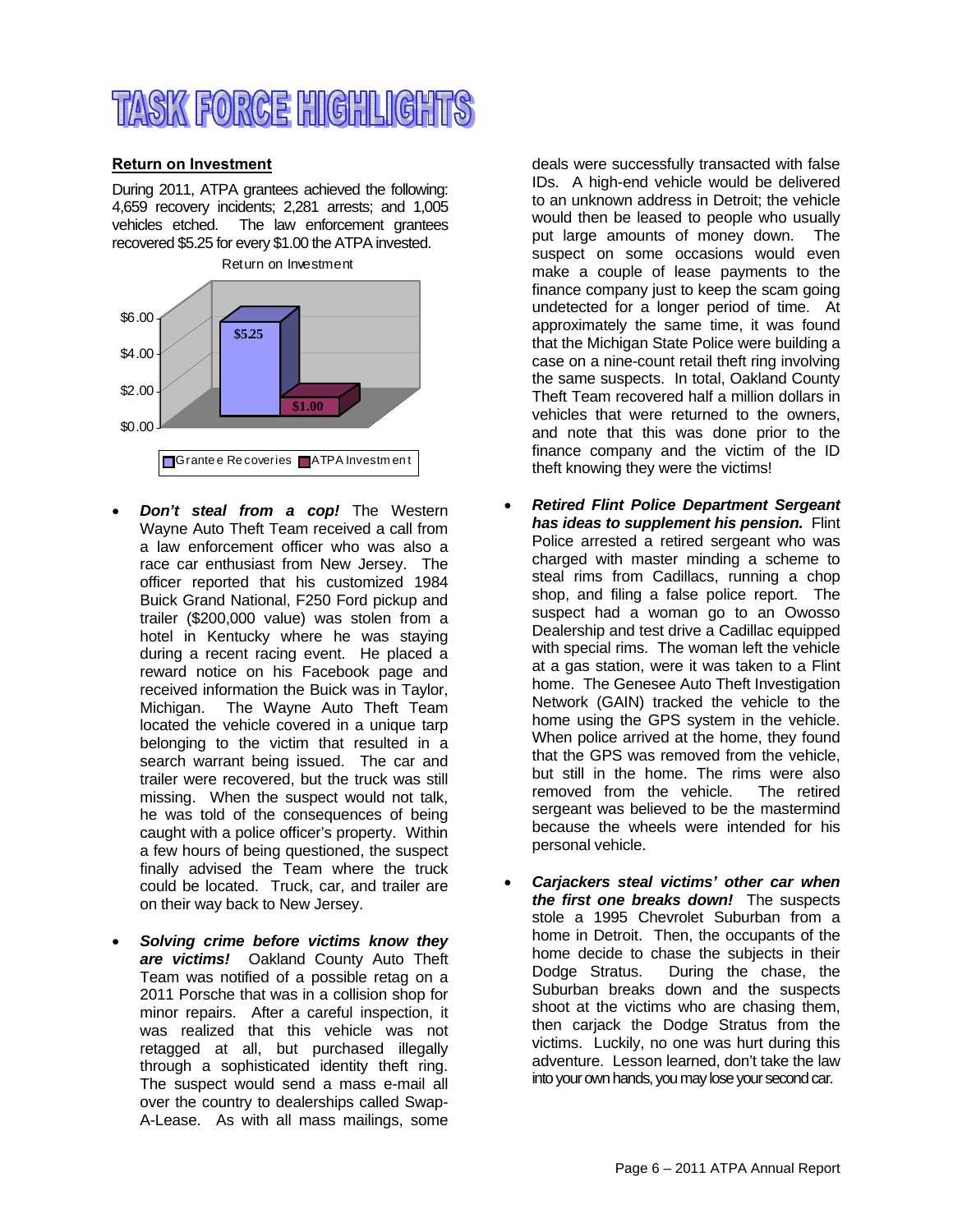# TASK FORCE HIGHLIGHTS

**Return on Investment**

During 2011, ATPA grantees achieved the following: 4,659 recovery incidents; 2,281 arrests; and 1,005 vehicles etched. The law enforcement grantees recovered $5.25 for every $1.00 the ATPA invested.

Return on Investment

| | Grantee Recoveries | ATPA Investment |
|---|---|---|
| Return on Investment | $5.25 | $1.00 |

- ***Don't steal from a cop!*** The Western Wayne Auto Theft Team received a call from a law enforcement officer who was also a race car enthusiast from New Jersey. The officer reported that his customized 1984 Buick Grand National, F250 Ford pickup and trailer ($200,000 value) was stolen from a hotel in Kentucky where he was staying during a recent racing event. He placed a reward notice on his Facebook page and received information the Buick was in Taylor, Michigan. The Wayne Auto Theft Team located the vehicle covered in a unique tarp belonging to the victim that resulted in a search warrant being issued. The car and trailer were recovered, but the truck was still missing. When the suspect would not talk, he was told of the consequences of being caught with a police officer's property. Within a few hours of being questioned, the suspect finally advised the Team where the truck could be located. Truck, car, and trailer are on their way back to New Jersey.

- ***Solving crime before victims know they are victims!*** Oakland County Auto Theft Team was notified of a possible retag on a 2011 Porsche that was in a collision shop for minor repairs. After a careful inspection, it was realized that this vehicle was not retagged at all, but purchased illegally through a sophisticated identity theft ring. The suspect would send a mass e-mail all over the country to dealerships called Swap-A-Lease. As with all mass mailings, some deals were successfully transacted with false IDs. A high-end vehicle would be delivered to an unknown address in Detroit; the vehicle would then be leased to people who usually put large amounts of money down. The suspect on some occasions would even make a couple of lease payments to the finance company just to keep the scam going undetected for a longer period of time. At approximately the same time, it was found that the Michigan State Police were building a case on a nine-count retail theft ring involving the same suspects. In total, Oakland County Theft Team recovered half a million dollars in vehicles that were returned to the owners, and note that this was done prior to the finance company and the victim of the ID theft knowing they were the victims!

- ***Retired Flint Police Department Sergeant has ideas to supplement his pension.*** Flint Police arrested a retired sergeant who was charged with master minding a scheme to steal rims from Cadillacs, running a chop shop, and filing a false police report. The suspect had a woman go to an Owosso Dealership and test drive a Cadillac equipped with special rims. The woman left the vehicle at a gas station, were it was taken to a Flint home. The Genesee Auto Theft Investigation Network (GAIN) tracked the vehicle to the home using the GPS system in the vehicle. When police arrived at the home, they found that the GPS was removed from the vehicle, but still in the home. The rims were also removed from the vehicle. The retired sergeant was believed to be the mastermind because the wheels were intended for his personal vehicle.

- ***Carjackers steal victims' other car when the first one breaks down!*** The suspects stole a 1995 Chevrolet Suburban from a home in Detroit. Then, the occupants of the home decide to chase the subjects in their Dodge Stratus. During the chase, the Suburban breaks down and the suspects shoot at the victims who are chasing them, then carjack the Dodge Stratus from the victims. Luckily, no one was hurt during this adventure. Lesson learned, don't take the law into your own hands, you may lose your second car.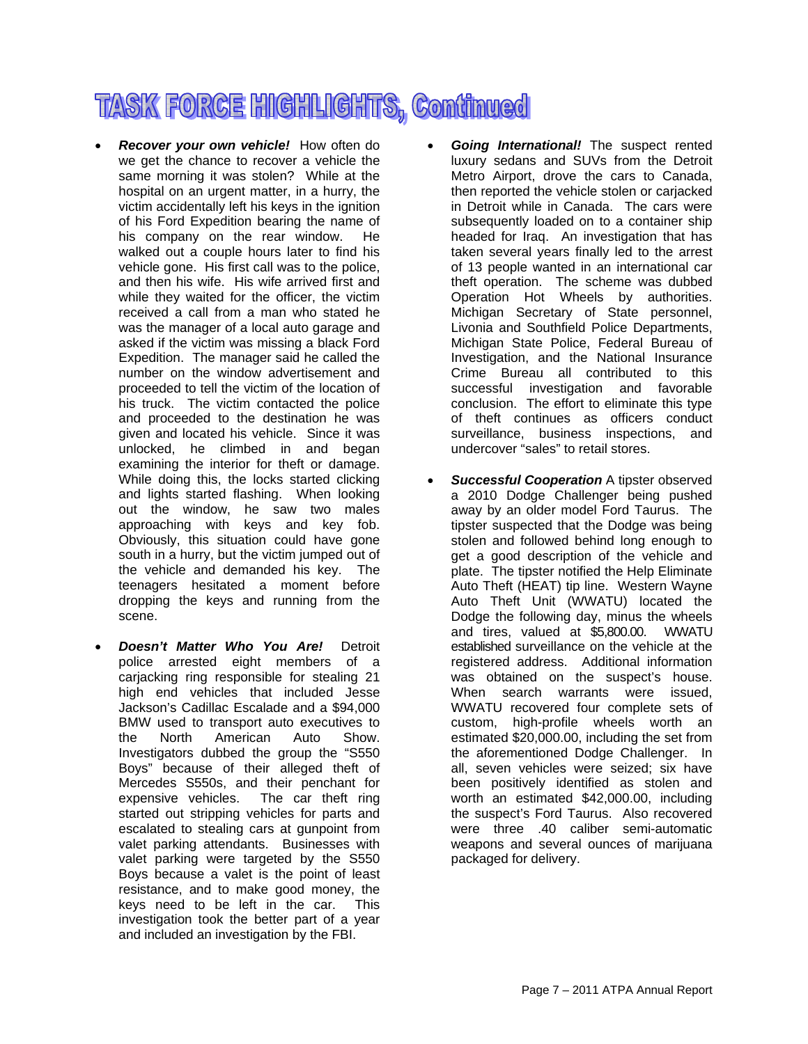# TASK FORCE HIGHLIGHTS, Continued

- ***Recover your own vehicle!*** How often do we get the chance to recover a vehicle the same morning it was stolen? While at the hospital on an urgent matter, in a hurry, the victim accidentally left his keys in the ignition of his Ford Expedition bearing the name of his company on the rear window. He walked out a couple hours later to find his vehicle gone. His first call was to the police, and then his wife. His wife arrived first and while they waited for the officer, the victim received a call from a man who stated he was the manager of a local auto garage and asked if the victim was missing a black Ford Expedition. The manager said he called the number on the window advertisement and proceeded to tell the victim of the location of his truck. The victim contacted the police and proceeded to the destination he was given and located his vehicle. Since it was unlocked, he climbed in and began examining the interior for theft or damage. While doing this, the locks started clicking and lights started flashing. When looking out the window, he saw two males approaching with keys and key fob. Obviously, this situation could have gone south in a hurry, but the victim jumped out of the vehicle and demanded his key. The teenagers hesitated a moment before dropping the keys and running from the scene.

- ***Doesn't Matter Who You Are!*** Detroit police arrested eight members of a carjacking ring responsible for stealing 21 high end vehicles that included Jesse Jackson's Cadillac Escalade and a $94,000 BMW used to transport auto executives to the North American Auto Show. Investigators dubbed the group the "S550 Boys" because of their alleged theft of Mercedes S550s, and their penchant for expensive vehicles. The car theft ring started out stripping vehicles for parts and escalated to stealing cars at gunpoint from valet parking attendants. Businesses with valet parking were targeted by the S550 Boys because a valet is the point of least resistance, and to make good money, the keys need to be left in the car. This investigation took the better part of a year and included an investigation by the FBI.

- ***Going International!*** The suspect rented luxury sedans and SUVs from the Detroit Metro Airport, drove the cars to Canada, then reported the vehicle stolen or carjacked in Detroit while in Canada. The cars were subsequently loaded on to a container ship headed for Iraq. An investigation that has taken several years finally led to the arrest of 13 people wanted in an international car theft operation. The scheme was dubbed Operation Hot Wheels by authorities. Michigan Secretary of State personnel, Livonia and Southfield Police Departments, Michigan State Police, Federal Bureau of Investigation, and the National Insurance Crime Bureau all contributed to this successful investigation and favorable conclusion. The effort to eliminate this type of theft continues as officers conduct surveillance, business inspections, and undercover "sales" to retail stores.

- ***Successful Cooperation*** A tipster observed a 2010 Dodge Challenger being pushed away by an older model Ford Taurus. The tipster suspected that the Dodge was being stolen and followed behind long enough to get a good description of the vehicle and plate. The tipster notified the Help Eliminate Auto Theft (HEAT) tip line. Western Wayne Auto Theft Unit (WWATU) located the Dodge the following day, minus the wheels and tires, valued at $5,800.00. WWATU established surveillance on the vehicle at the registered address. Additional information was obtained on the suspect's house. When search warrants were issued, WWATU recovered four complete sets of custom, high-profile wheels worth an estimated $20,000.00, including the set from the aforementioned Dodge Challenger. In all, seven vehicles were seized; six have been positively identified as stolen and worth an estimated $42,000.00, including the suspect's Ford Taurus. Also recovered were three .40 caliber semi-automatic weapons and several ounces of marijuana packaged for delivery.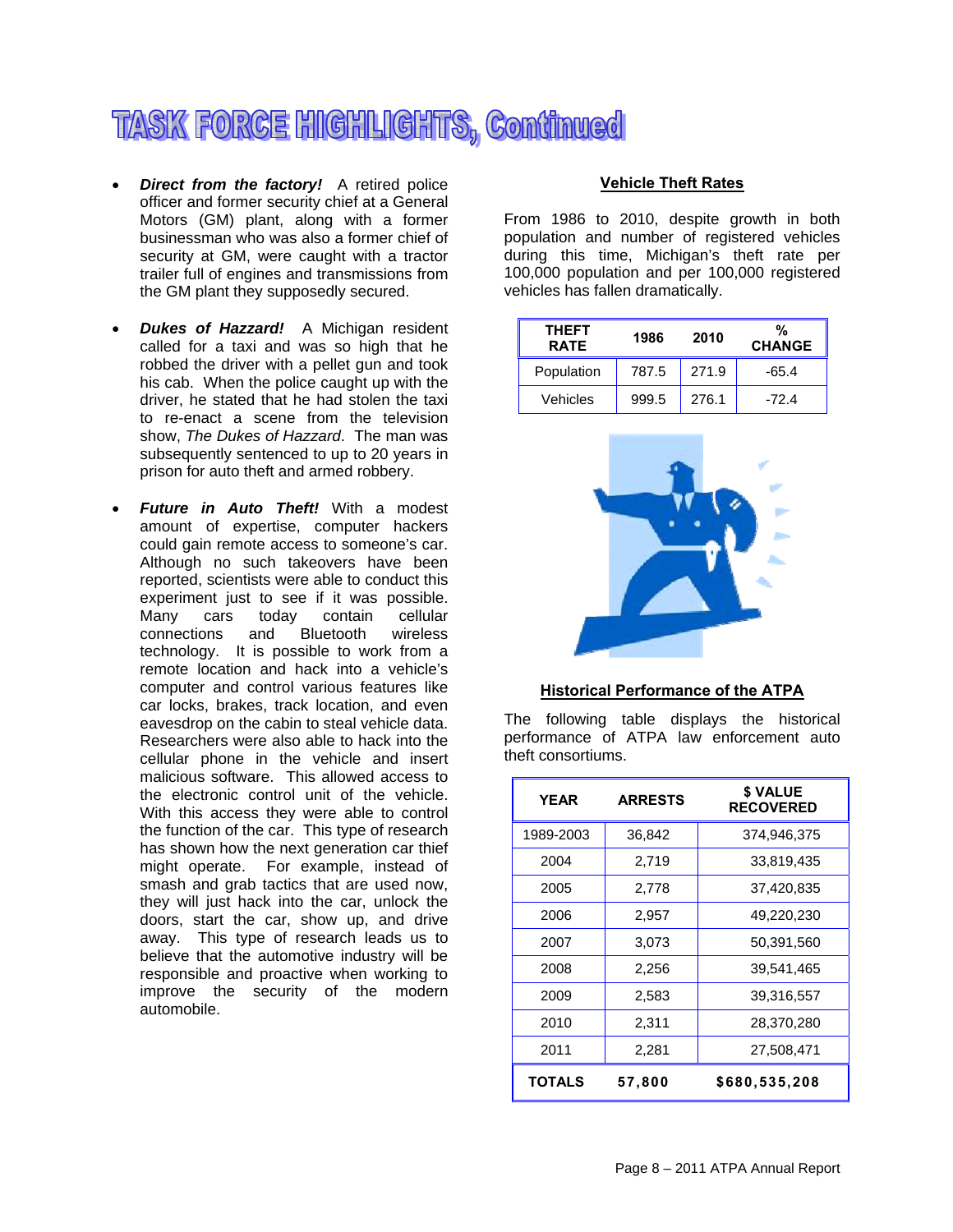# TASK FORCE HIGHLIGHTS, Continued

- ***Direct from the factory!*** A retired police officer and former security chief at a General Motors (GM) plant, along with a former businessman who was also a former chief of security at GM, were caught with a tractor trailer full of engines and transmissions from the GM plant they supposedly secured.

- ***Dukes of Hazzard!*** A Michigan resident called for a taxi and was so high that he robbed the driver with a pellet gun and took his cab. When the police caught up with the driver, he stated that he had stolen the taxi to re-enact a scene from the television show, *The Dukes of Hazzard*. The man was subsequently sentenced to up to 20 years in prison for auto theft and armed robbery.

- ***Future in Auto Theft!*** With a modest amount of expertise, computer hackers could gain remote access to someone's car. Although no such takeovers have been reported, scientists were able to conduct this experiment just to see if it was possible. Many cars today contain cellular connections and Bluetooth wireless technology. It is possible to work from a remote location and hack into a vehicle's computer and control various features like car locks, brakes, track location, and even eavesdrop on the cabin to steal vehicle data. Researchers were also able to hack into the cellular phone in the vehicle and insert malicious software. This allowed access to the electronic control unit of the vehicle. With this access they were able to control the function of the car. This type of research has shown how the next generation car thief might operate. For example, instead of smash and grab tactics that are used now, they will just hack into the car, unlock the doors, start the car, show up, and drive away. This type of research leads us to believe that the automotive industry will be responsible and proactive when working to improve the security of the modern automobile.

## Vehicle Theft Rates

From 1986 to 2010, despite growth in both population and number of registered vehicles during this time, Michigan's theft rate per 100,000 population and per 100,000 registered vehicles has fallen dramatically.

| THEFT RATE | 1986 | 2010 | % CHANGE |
|---|---|---|---|
| Population | 787.5 | 271.9 | -65.4 |
| Vehicles | 999.5 | 276.1 | -72.4 |

## Historical Performance of the ATPA

The following table displays the historical performance of ATPA law enforcement auto theft consortiums.

| YEAR | ARRESTS | $ VALUE RECOVERED |
|---|---|---|
| 1989-2003 | 36,842 | 374,946,375 |
| 2004 | 2,719 | 33,819,435 |
| 2005 | 2,778 | 37,420,835 |
| 2006 | 2,957 | 49,220,230 |
| 2007 | 3,073 | 50,391,560 |
| 2008 | 2,256 | 39,541,465 |
| 2009 | 2,583 | 39,316,557 |
| 2010 | 2,311 | 28,370,280 |
| 2011 | 2,281 | 27,508,471 |
| **TOTALS** | **57,800** | **$680,535,208** |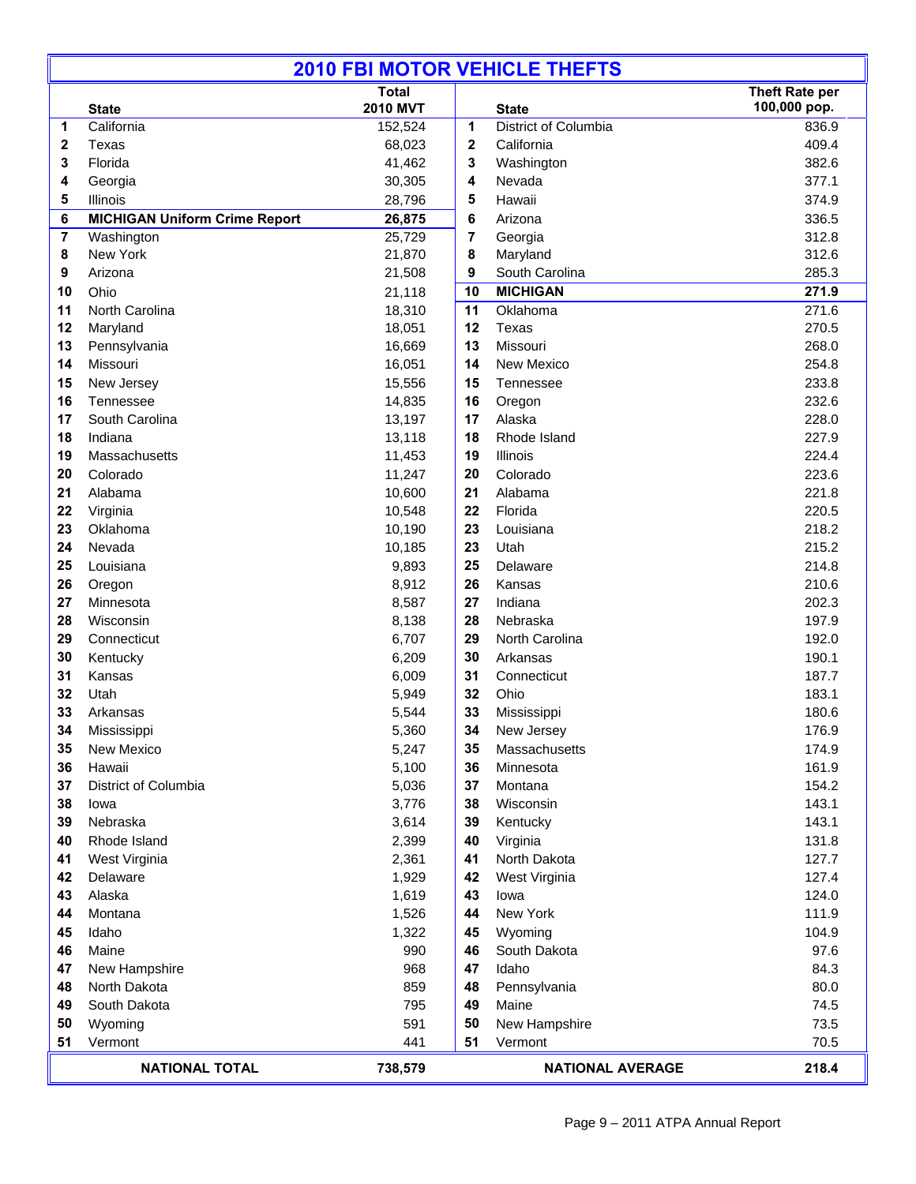# 2010 FBI MOTOR VEHICLE THEFTS

| | State | Total 2010 MVT | | State | Theft Rate per 100,000 pop. |
|---|---|---|---|---|---|
| 1 | California | 152,524 | 1 | District of Columbia | 836.9 |
| 2 | Texas | 68,023 | 2 | California | 409.4 |
| 3 | Florida | 41,462 | 3 | Washington | 382.6 |
| 4 | Georgia | 30,305 | 4 | Nevada | 377.1 |
| 5 | Illinois | 28,796 | 5 | Hawaii | 374.9 |
| **6** | **MICHIGAN Uniform Crime Report** | **26,875** | 6 | Arizona | 336.5 |
| 7 | Washington | 25,729 | 7 | Georgia | 312.8 |
| 8 | New York | 21,870 | 8 | Maryland | 312.6 |
| 9 | Arizona | 21,508 | 9 | South Carolina | 285.3 |
| 10 | Ohio | 21,118 | **10** | **MICHIGAN** | **271.9** |
| 11 | North Carolina | 18,310 | 11 | Oklahoma | 271.6 |
| 12 | Maryland | 18,051 | 12 | Texas | 270.5 |
| 13 | Pennsylvania | 16,669 | 13 | Missouri | 268.0 |
| 14 | Missouri | 16,051 | 14 | New Mexico | 254.8 |
| 15 | New Jersey | 15,556 | 15 | Tennessee | 233.8 |
| 16 | Tennessee | 14,835 | 16 | Oregon | 232.6 |
| 17 | South Carolina | 13,197 | 17 | Alaska | 228.0 |
| 18 | Indiana | 13,118 | 18 | Rhode Island | 227.9 |
| 19 | Massachusetts | 11,453 | 19 | Illinois | 224.4 |
| 20 | Colorado | 11,247 | 20 | Colorado | 223.6 |
| 21 | Alabama | 10,600 | 21 | Alabama | 221.8 |
| 22 | Virginia | 10,548 | 22 | Florida | 220.5 |
| 23 | Oklahoma | 10,190 | 23 | Louisiana | 218.2 |
| 24 | Nevada | 10,185 | 23 | Utah | 215.2 |
| 25 | Louisiana | 9,893 | 25 | Delaware | 214.8 |
| 26 | Oregon | 8,912 | 26 | Kansas | 210.6 |
| 27 | Minnesota | 8,587 | 27 | Indiana | 202.3 |
| 28 | Wisconsin | 8,138 | 28 | Nebraska | 197.9 |
| 29 | Connecticut | 6,707 | 29 | North Carolina | 192.0 |
| 30 | Kentucky | 6,209 | 30 | Arkansas | 190.1 |
| 31 | Kansas | 6,009 | 31 | Connecticut | 187.7 |
| 32 | Utah | 5,949 | 32 | Ohio | 183.1 |
| 33 | Arkansas | 5,544 | 33 | Mississippi | 180.6 |
| 34 | Mississippi | 5,360 | 34 | New Jersey | 176.9 |
| 35 | New Mexico | 5,247 | 35 | Massachusetts | 174.9 |
| 36 | Hawaii | 5,100 | 36 | Minnesota | 161.9 |
| 37 | District of Columbia | 5,036 | 37 | Montana | 154.2 |
| 38 | Iowa | 3,776 | 38 | Wisconsin | 143.1 |
| 39 | Nebraska | 3,614 | 39 | Kentucky | 143.1 |
| 40 | Rhode Island | 2,399 | 40 | Virginia | 131.8 |
| 41 | West Virginia | 2,361 | 41 | North Dakota | 127.7 |
| 42 | Delaware | 1,929 | 42 | West Virginia | 127.4 |
| 43 | Alaska | 1,619 | 43 | Iowa | 124.0 |
| 44 | Montana | 1,526 | 44 | New York | 111.9 |
| 45 | Idaho | 1,322 | 45 | Wyoming | 104.9 |
| 46 | Maine | 990 | 46 | South Dakota | 97.6 |
| 47 | New Hampshire | 968 | 47 | Idaho | 84.3 |
| 48 | North Dakota | 859 | 48 | Pennsylvania | 80.0 |
| 49 | South Dakota | 795 | 49 | Maine | 74.5 |
| 50 | Wyoming | 591 | 50 | New Hampshire | 73.5 |
| 51 | Vermont | 441 | 51 | Vermont | 70.5 |
| | **NATIONAL TOTAL** | **738,579** | | **NATIONAL AVERAGE** | **218.4** |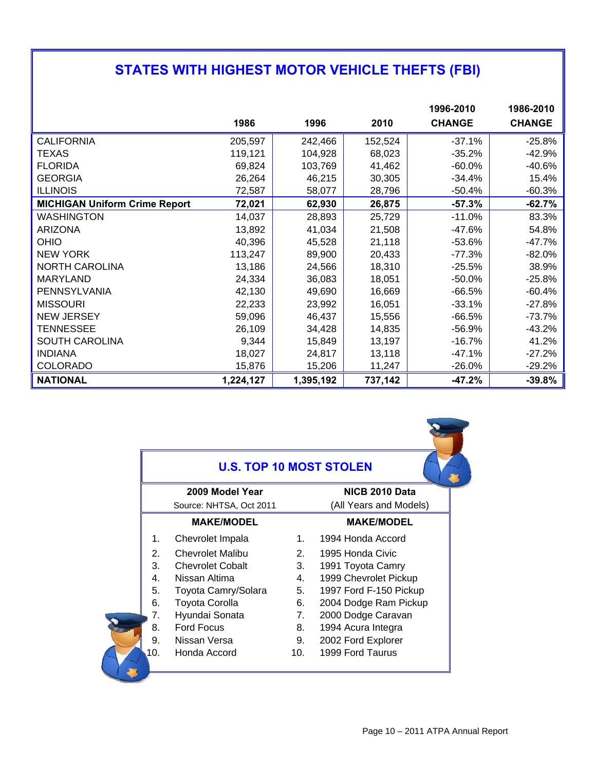## STATES WITH HIGHEST MOTOR VEHICLE THEFTS (FBI)

| | 1986 | 1996 | 2010 | 1996-2010 CHANGE | 1986-2010 CHANGE |
|---|---|---|---|---|---|
| CALIFORNIA | 205,597 | 242,466 | 152,524 | -37.1% | -25.8% |
| TEXAS | 119,121 | 104,928 | 68,023 | -35.2% | -42.9% |
| FLORIDA | 69,824 | 103,769 | 41,462 | -60.0% | -40.6% |
| GEORGIA | 26,264 | 46,215 | 30,305 | -34.4% | 15.4% |
| ILLINOIS | 72,587 | 58,077 | 28,796 | -50.4% | -60.3% |
| **MICHIGAN Uniform Crime Report** | **72,021** | **62,930** | **26,875** | **-57.3%** | **-62.7%** |
| WASHINGTON | 14,037 | 28,893 | 25,729 | -11.0% | 83.3% |
| ARIZONA | 13,892 | 41,034 | 21,508 | -47.6% | 54.8% |
| OHIO | 40,396 | 45,528 | 21,118 | -53.6% | -47.7% |
| NEW YORK | 113,247 | 89,900 | 20,433 | -77.3% | -82.0% |
| NORTH CAROLINA | 13,186 | 24,566 | 18,310 | -25.5% | 38.9% |
| MARYLAND | 24,334 | 36,083 | 18,051 | -50.0% | -25.8% |
| PENNSYLVANIA | 42,130 | 49,690 | 16,669 | -66.5% | -60.4% |
| MISSOURI | 22,233 | 23,992 | 16,051 | -33.1% | -27.8% |
| NEW JERSEY | 59,096 | 46,437 | 15,556 | -66.5% | -73.7% |
| TENNESSEE | 26,109 | 34,428 | 14,835 | -56.9% | -43.2% |
| SOUTH CAROLINA | 9,344 | 15,849 | 13,197 | -16.7% | 41.2% |
| INDIANA | 18,027 | 24,817 | 13,118 | -47.1% | -27.2% |
| COLORADO | 15,876 | 15,206 | 11,247 | -26.0% | -29.2% |
| **NATIONAL** | **1,224,127** | **1,395,192** | **737,142** | **-47.2%** | **-39.8%** |

## U.S. TOP 10 MOST STOLEN

| | **2009 Model Year**<br>Source: NHTSA, Oct 2011 | | **NICB 2010 Data**<br>(All Years and Models) |
|---|---|---|---|
| | **MAKE/MODEL** | | **MAKE/MODEL** |
| 1. | Chevrolet Impala | 1. | 1994 Honda Accord |
| 2. | Chevrolet Malibu | 2. | 1995 Honda Civic |
| 3. | Chevrolet Cobalt | 3. | 1991 Toyota Camry |
| 4. | Nissan Altima | 4. | 1999 Chevrolet Pickup |
| 5. | Toyota Camry/Solara | 5. | 1997 Ford F-150 Pickup |
| 6. | Toyota Corolla | 6. | 2004 Dodge Ram Pickup |
| 7. | Hyundai Sonata | 7. | 2000 Dodge Caravan |
| 8. | Ford Focus | 8. | 1994 Acura Integra |
| 9. | Nissan Versa | 9. | 2002 Ford Explorer |
| 10. | Honda Accord | 10. | 1999 Ford Taurus |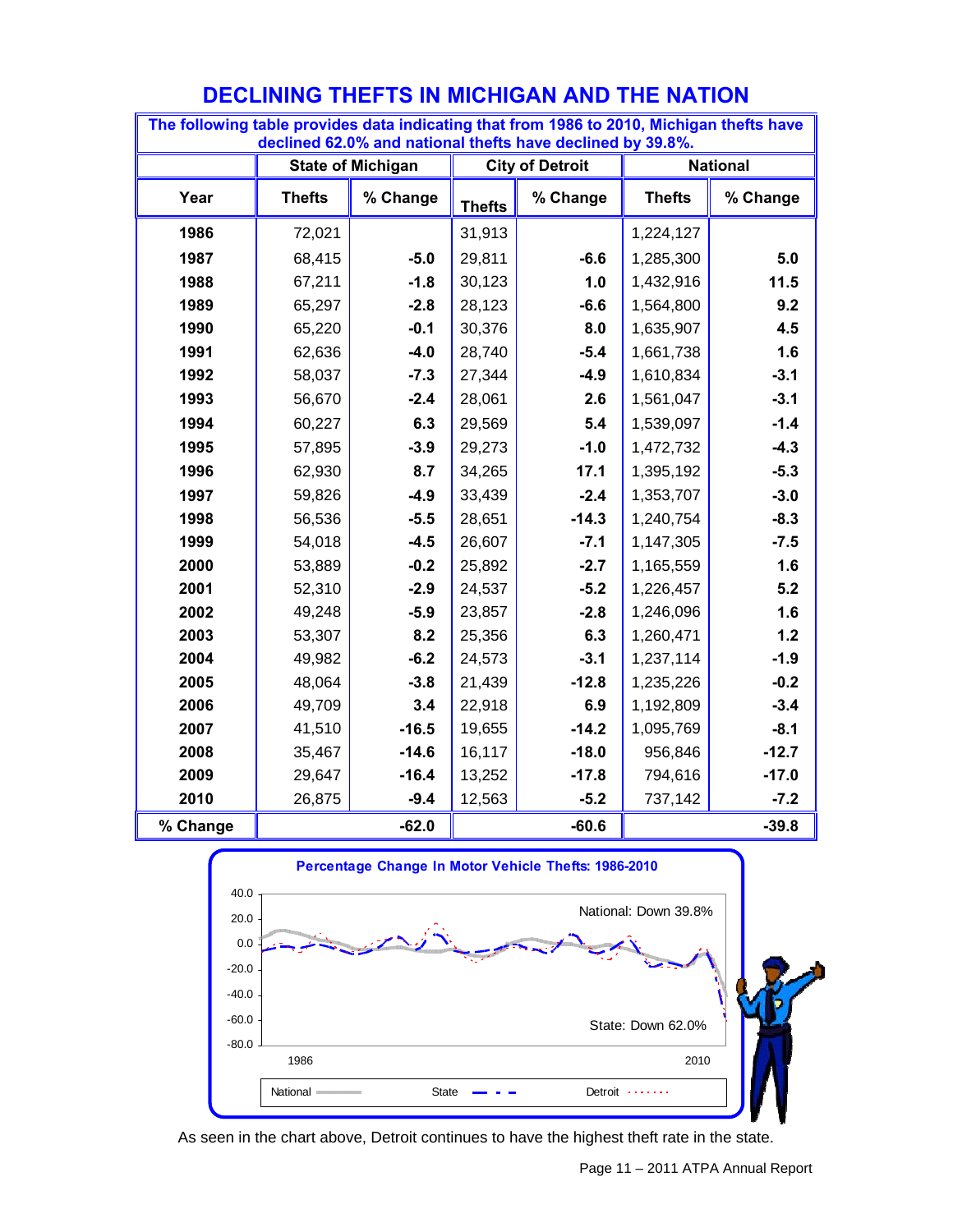# DECLINING THEFTS IN MICHIGAN AND THE NATION

The following table provides data indicating that from 1986 to 2010, Michigan thefts have declined 62.0% and national thefts have declined by 39.8%.

| | State of Michigan | | City of Detroit | | National | |
|---|---|---|---|---|---|---|
| **Year** | **Thefts** | **% Change** | **Thefts** | **% Change** | **Thefts** | **% Change** |
| **1986** | 72,021 | | 31,913 | | 1,224,127 | |
| **1987** | 68,415 | **-5.0** | 29,811 | **-6.6** | 1,285,300 | **5.0** |
| **1988** | 67,211 | **-1.8** | 30,123 | **1.0** | 1,432,916 | **11.5** |
| **1989** | 65,297 | **-2.8** | 28,123 | **-6.6** | 1,564,800 | **9.2** |
| **1990** | 65,220 | **-0.1** | 30,376 | **8.0** | 1,635,907 | **4.5** |
| **1991** | 62,636 | **-4.0** | 28,740 | **-5.4** | 1,661,738 | **1.6** |
| **1992** | 58,037 | **-7.3** | 27,344 | **-4.9** | 1,610,834 | **-3.1** |
| **1993** | 56,670 | **-2.4** | 28,061 | **2.6** | 1,561,047 | **-3.1** |
| **1994** | 60,227 | **6.3** | 29,569 | **5.4** | 1,539,097 | **-1.4** |
| **1995** | 57,895 | **-3.9** | 29,273 | **-1.0** | 1,472,732 | **-4.3** |
| **1996** | 62,930 | **8.7** | 34,265 | **17.1** | 1,395,192 | **-5.3** |
| **1997** | 59,826 | **-4.9** | 33,439 | **-2.4** | 1,353,707 | **-3.0** |
| **1998** | 56,536 | **-5.5** | 28,651 | **-14.3** | 1,240,754 | **-8.3** |
| **1999** | 54,018 | **-4.5** | 26,607 | **-7.1** | 1,147,305 | **-7.5** |
| **2000** | 53,889 | **-0.2** | 25,892 | **-2.7** | 1,165,559 | **1.6** |
| **2001** | 52,310 | **-2.9** | 24,537 | **-5.2** | 1,226,457 | **5.2** |
| **2002** | 49,248 | **-5.9** | 23,857 | **-2.8** | 1,246,096 | **1.6** |
| **2003** | 53,307 | **8.2** | 25,356 | **6.3** | 1,260,471 | **1.2** |
| **2004** | 49,982 | **-6.2** | 24,573 | **-3.1** | 1,237,114 | **-1.9** |
| **2005** | 48,064 | **-3.8** | 21,439 | **-12.8** | 1,235,226 | **-0.2** |
| **2006** | 49,709 | **3.4** | 22,918 | **6.9** | 1,192,809 | **-3.4** |
| **2007** | 41,510 | **-16.5** | 19,655 | **-14.2** | 1,095,769 | **-8.1** |
| **2008** | 35,467 | **-14.6** | 16,117 | **-18.0** | 956,846 | **-12.7** |
| **2009** | 29,647 | **-16.4** | 13,252 | **-17.8** | 794,616 | **-17.0** |
| **2010** | 26,875 | **-9.4** | 12,563 | **-5.2** | 737,142 | **-7.2** |
| **% Change** | | **-62.0** | | **-60.6** | | **-39.8** |

**Percentage Change In Motor Vehicle Thefts: 1986-2010**

National: Down 39.8%

State: Down 62.0%

As seen in the chart above, Detroit continues to have the highest theft rate in the state.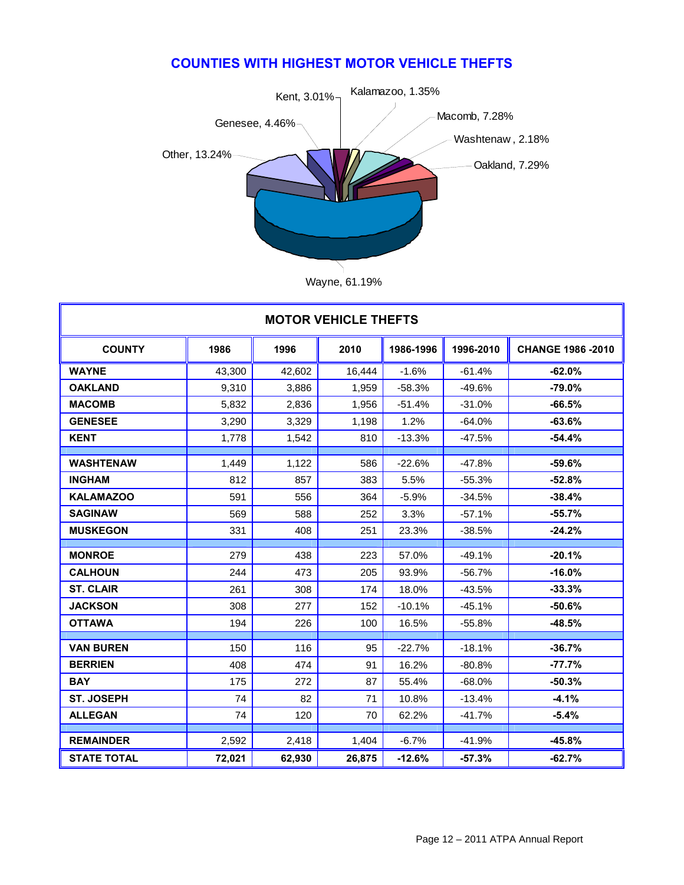## COUNTIES WITH HIGHEST MOTOR VEHICLE THEFTS

Kent, 3.01%

Kalamazoo, 1.35%

Macomb, 7.28%

Washtenaw , 2.18%

Oakland, 7.29%

Genesee, 4.46%

Other, 13.24%

Wayne, 61.19%

| MOTOR VEHICLE THEFTS | | | | | | |
|---|---|---|---|---|---|---|
| **COUNTY** | **1986** | **1996** | **2010** | **1986-1996** | **1996-2010** | **CHANGE 1986 -2010** |
| **WAYNE** | 43,300 | 42,602 | 16,444 | -1.6% | -61.4% | **-62.0%** |
| **OAKLAND** | 9,310 | 3,886 | 1,959 | -58.3% | -49.6% | **-79.0%** |
| **MACOMB** | 5,832 | 2,836 | 1,956 | -51.4% | -31.0% | **-66.5%** |
| **GENESEE** | 3,290 | 3,329 | 1,198 | 1.2% | -64.0% | **-63.6%** |
| **KENT** | 1,778 | 1,542 | 810 | -13.3% | -47.5% | **-54.4%** |
| **WASHTENAW** | 1,449 | 1,122 | 586 | -22.6% | -47.8% | **-59.6%** |
| **INGHAM** | 812 | 857 | 383 | 5.5% | -55.3% | **-52.8%** |
| **KALAMAZOO** | 591 | 556 | 364 | -5.9% | -34.5% | **-38.4%** |
| **SAGINAW** | 569 | 588 | 252 | 3.3% | -57.1% | **-55.7%** |
| **MUSKEGON** | 331 | 408 | 251 | 23.3% | -38.5% | **-24.2%** |
| **MONROE** | 279 | 438 | 223 | 57.0% | -49.1% | **-20.1%** |
| **CALHOUN** | 244 | 473 | 205 | 93.9% | -56.7% | **-16.0%** |
| **ST. CLAIR** | 261 | 308 | 174 | 18.0% | -43.5% | **-33.3%** |
| **JACKSON** | 308 | 277 | 152 | -10.1% | -45.1% | **-50.6%** |
| **OTTAWA** | 194 | 226 | 100 | 16.5% | -55.8% | **-48.5%** |
| **VAN BUREN** | 150 | 116 | 95 | -22.7% | -18.1% | **-36.7%** |
| **BERRIEN** | 408 | 474 | 91 | 16.2% | -80.8% | **-77.7%** |
| **BAY** | 175 | 272 | 87 | 55.4% | -68.0% | **-50.3%** |
| **ST. JOSEPH** | 74 | 82 | 71 | 10.8% | -13.4% | **-4.1%** |
| **ALLEGAN** | 74 | 120 | 70 | 62.2% | -41.7% | **-5.4%** |
| **REMAINDER** | 2,592 | 2,418 | 1,404 | -6.7% | -41.9% | **-45.8%** |
| **STATE TOTAL** | **72,021** | **62,930** | **26,875** | **-12.6%** | **-57.3%** | **-62.7%** |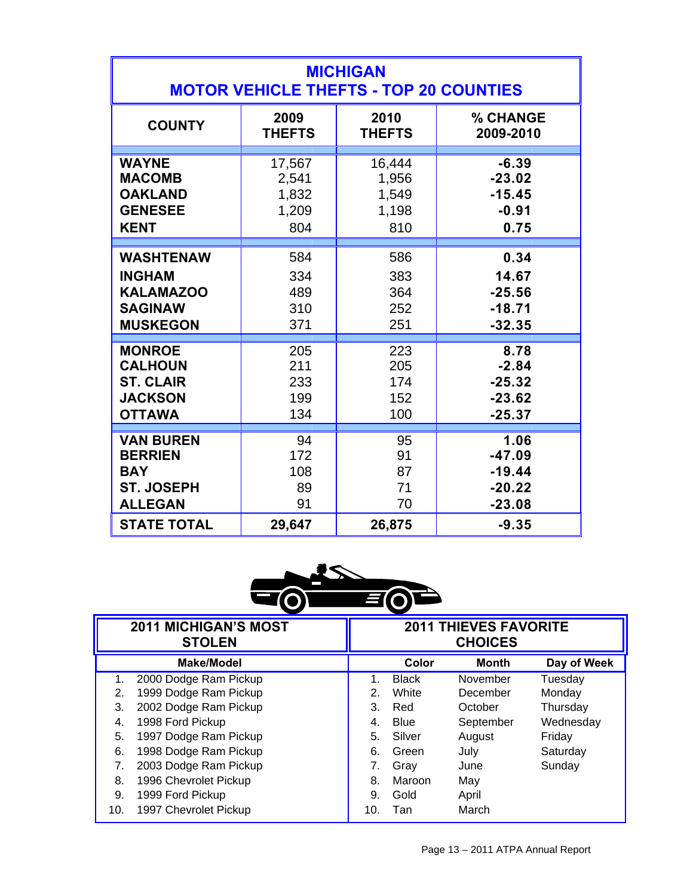# MICHIGAN
## MOTOR VEHICLE THEFTS - TOP 20 COUNTIES

| COUNTY | 2009 THEFTS | 2010 THEFTS | % CHANGE 2009-2010 |
|---|---|---|---|
| **WAYNE** | 17,567 | 16,444 | **-6.39** |
| **MACOMB** | 2,541 | 1,956 | **-23.02** |
| **OAKLAND** | 1,832 | 1,549 | **-15.45** |
| **GENESEE** | 1,209 | 1,198 | **-0.91** |
| **KENT** | 804 | 810 | **0.75** |
| **WASHTENAW** | 584 | 586 | **0.34** |
| **INGHAM** | 334 | 383 | **14.67** |
| **KALAMAZOO** | 489 | 364 | **-25.56** |
| **SAGINAW** | 310 | 252 | **-18.71** |
| **MUSKEGON** | 371 | 251 | **-32.35** |
| **MONROE** | 205 | 223 | **8.78** |
| **CALHOUN** | 211 | 205 | **-2.84** |
| **ST. CLAIR** | 233 | 174 | **-25.32** |
| **JACKSON** | 199 | 152 | **-23.62** |
| **OTTAWA** | 134 | 100 | **-25.37** |
| **VAN BUREN** | 94 | 95 | **1.06** |
| **BERRIEN** | 172 | 91 | **-47.09** |
| **BAY** | 108 | 87 | **-19.44** |
| **ST. JOSEPH** | 89 | 71 | **-20.22** |
| **ALLEGAN** | 91 | 70 | **-23.08** |
| **STATE TOTAL** | **29,647** | **26,875** | **-9.35** |

| 2011 MICHIGAN'S MOST STOLEN | 2011 THIEVES FAVORITE CHOICES | | |
|---|---|---|---|
| **Make/Model** | **Color** | **Month** | **Day of Week** |
| 1. 2000 Dodge Ram Pickup | 1. Black | November | Tuesday |
| 2. 1999 Dodge Ram Pickup | 2. White | December | Monday |
| 3. 2002 Dodge Ram Pickup | 3. Red | October | Thursday |
| 4. 1998 Ford Pickup | 4. Blue | September | Wednesday |
| 5. 1997 Dodge Ram Pickup | 5. Silver | August | Friday |
| 6. 1998 Dodge Ram Pickup | 6. Green | July | Saturday |
| 7. 2003 Dodge Ram Pickup | 7. Gray | June | Sunday |
| 8. 1996 Chevrolet Pickup | 8. Maroon | May | |
| 9. 1999 Ford Pickup | 9. Gold | April | |
| 10. 1997 Chevrolet Pickup | 10. Tan | March | |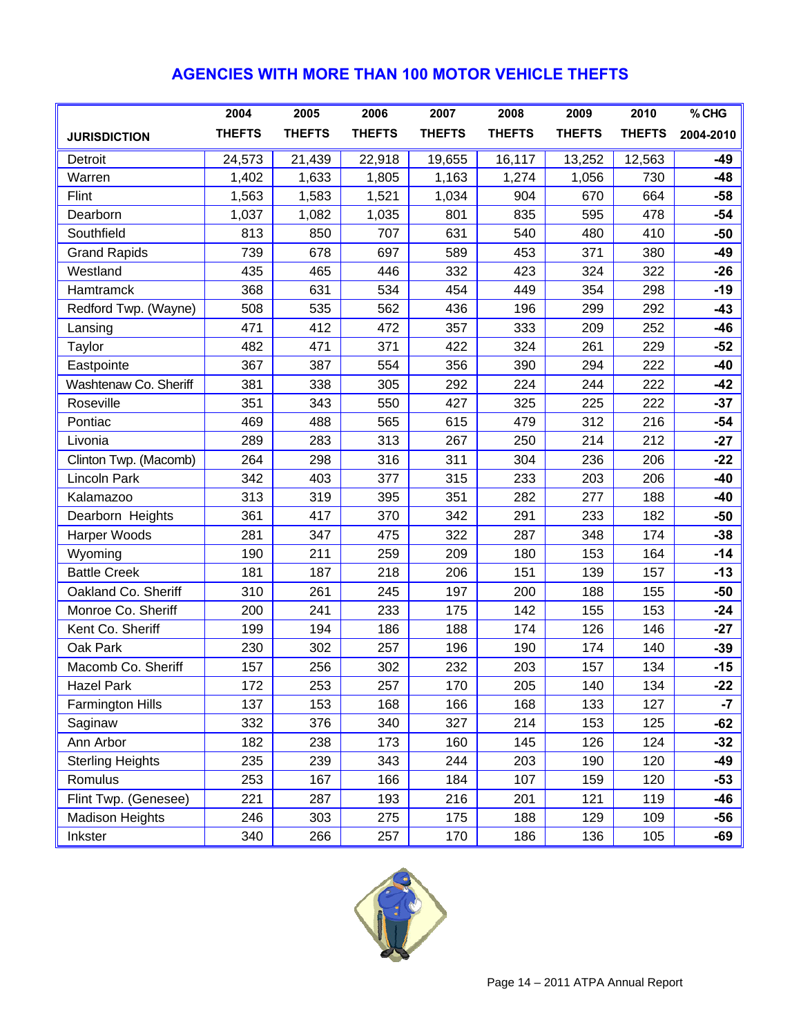## AGENCIES WITH MORE THAN 100 MOTOR VEHICLE THEFTS

| JURISDICTION | 2004 THEFTS | 2005 THEFTS | 2006 THEFTS | 2007 THEFTS | 2008 THEFTS | 2009 THEFTS | 2010 THEFTS | % CHG 2004-2010 |
|---|---|---|---|---|---|---|---|---|
| Detroit | 24,573 | 21,439 | 22,918 | 19,655 | 16,117 | 13,252 | 12,563 | -49 |
| Warren | 1,402 | 1,633 | 1,805 | 1,163 | 1,274 | 1,056 | 730 | -48 |
| Flint | 1,563 | 1,583 | 1,521 | 1,034 | 904 | 670 | 664 | -58 |
| Dearborn | 1,037 | 1,082 | 1,035 | 801 | 835 | 595 | 478 | -54 |
| Southfield | 813 | 850 | 707 | 631 | 540 | 480 | 410 | -50 |
| Grand Rapids | 739 | 678 | 697 | 589 | 453 | 371 | 380 | -49 |
| Westland | 435 | 465 | 446 | 332 | 423 | 324 | 322 | -26 |
| Hamtramck | 368 | 631 | 534 | 454 | 449 | 354 | 298 | -19 |
| Redford Twp. (Wayne) | 508 | 535 | 562 | 436 | 196 | 299 | 292 | -43 |
| Lansing | 471 | 412 | 472 | 357 | 333 | 209 | 252 | -46 |
| Taylor | 482 | 471 | 371 | 422 | 324 | 261 | 229 | -52 |
| Eastpointe | 367 | 387 | 554 | 356 | 390 | 294 | 222 | -40 |
| Washtenaw Co. Sheriff | 381 | 338 | 305 | 292 | 224 | 244 | 222 | -42 |
| Roseville | 351 | 343 | 550 | 427 | 325 | 225 | 222 | -37 |
| Pontiac | 469 | 488 | 565 | 615 | 479 | 312 | 216 | -54 |
| Livonia | 289 | 283 | 313 | 267 | 250 | 214 | 212 | -27 |
| Clinton Twp. (Macomb) | 264 | 298 | 316 | 311 | 304 | 236 | 206 | -22 |
| Lincoln Park | 342 | 403 | 377 | 315 | 233 | 203 | 206 | -40 |
| Kalamazoo | 313 | 319 | 395 | 351 | 282 | 277 | 188 | -40 |
| Dearborn Heights | 361 | 417 | 370 | 342 | 291 | 233 | 182 | -50 |
| Harper Woods | 281 | 347 | 475 | 322 | 287 | 348 | 174 | -38 |
| Wyoming | 190 | 211 | 259 | 209 | 180 | 153 | 164 | -14 |
| Battle Creek | 181 | 187 | 218 | 206 | 151 | 139 | 157 | -13 |
| Oakland Co. Sheriff | 310 | 261 | 245 | 197 | 200 | 188 | 155 | -50 |
| Monroe Co. Sheriff | 200 | 241 | 233 | 175 | 142 | 155 | 153 | -24 |
| Kent Co. Sheriff | 199 | 194 | 186 | 188 | 174 | 126 | 146 | -27 |
| Oak Park | 230 | 302 | 257 | 196 | 190 | 174 | 140 | -39 |
| Macomb Co. Sheriff | 157 | 256 | 302 | 232 | 203 | 157 | 134 | -15 |
| Hazel Park | 172 | 253 | 257 | 170 | 205 | 140 | 134 | -22 |
| Farmington Hills | 137 | 153 | 168 | 166 | 168 | 133 | 127 | -7 |
| Saginaw | 332 | 376 | 340 | 327 | 214 | 153 | 125 | -62 |
| Ann Arbor | 182 | 238 | 173 | 160 | 145 | 126 | 124 | -32 |
| Sterling Heights | 235 | 239 | 343 | 244 | 203 | 190 | 120 | -49 |
| Romulus | 253 | 167 | 166 | 184 | 107 | 159 | 120 | -53 |
| Flint Twp. (Genesee) | 221 | 287 | 193 | 216 | 201 | 121 | 119 | -46 |
| Madison Heights | 246 | 303 | 275 | 175 | 188 | 129 | 109 | -56 |
| Inkster | 340 | 266 | 257 | 170 | 186 | 136 | 105 | -69 |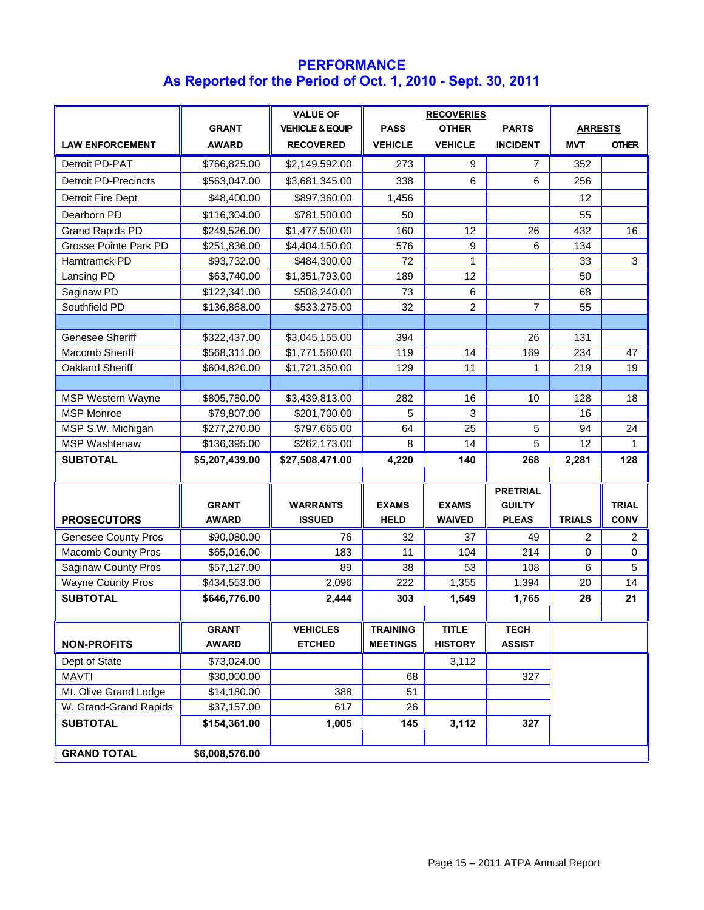# PERFORMANCE
## As Reported for the Period of Oct. 1, 2010 - Sept. 30, 2011

| LAW ENFORCEMENT | GRANT AWARD | VALUE OF VEHICLE & EQUIP RECOVERED | RECOVERIES PASS VEHICLE | RECOVERIES OTHER VEHICLE | RECOVERIES PARTS INCIDENT | ARRESTS MVT | ARRESTS OTHER |
|---|---|---|---|---|---|---|---|
| Detroit PD-PAT | $766,825.00 | $2,149,592.00 | 273 | 9 | 7 | 352 | |
| Detroit PD-Precincts | $563,047.00 | $3,681,345.00 | 338 | 6 | 6 | 256 | |
| Detroit Fire Dept | $48,400.00 | $897,360.00 | 1,456 | | | 12 | |
| Dearborn PD | $116,304.00 | $781,500.00 | 50 | | | 55 | |
| Grand Rapids PD | $249,526.00 | $1,477,500.00 | 160 | 12 | 26 | 432 | 16 |
| Grosse Pointe Park PD | $251,836.00 | $4,404,150.00 | 576 | 9 | 6 | 134 | |
| Hamtramck PD | $93,732.00 | $484,300.00 | 72 | 1 | | 33 | 3 |
| Lansing PD | $63,740.00 | $1,351,793.00 | 189 | 12 | | 50 | |
| Saginaw PD | $122,341.00 | $508,240.00 | 73 | 6 | | 68 | |
| Southfield PD | $136,868.00 | $533,275.00 | 32 | 2 | 7 | 55 | |
| | | | | | | | |
| Genesee Sheriff | $322,437.00 | $3,045,155.00 | 394 | | 26 | 131 | |
| Macomb Sheriff | $568,311.00 | $1,771,560.00 | 119 | 14 | 169 | 234 | 47 |
| Oakland Sheriff | $604,820.00 | $1,721,350.00 | 129 | 11 | 1 | 219 | 19 |
| | | | | | | | |
| MSP Western Wayne | $805,780.00 | $3,439,813.00 | 282 | 16 | 10 | 128 | 18 |
| MSP Monroe | $79,807.00 | $201,700.00 | 5 | 3 | | 16 | |
| MSP S.W. Michigan | $277,270.00 | $797,665.00 | 64 | 25 | 5 | 94 | 24 |
| MSP Washtenaw | $136,395.00 | $262,173.00 | 8 | 14 | 5 | 12 | 1 |
| **SUBTOTAL** | **$5,207,439.00** | **$27,508,471.00** | **4,220** | **140** | **268** | **2,281** | **128** |

| PROSECUTORS | GRANT AWARD | WARRANTS ISSUED | EXAMS HELD | EXAMS WAIVED | PRETRIAL GUILTY PLEAS | TRIALS | TRIAL CONV |
|---|---|---|---|---|---|---|---|
| Genesee County Pros | $90,080.00 | 76 | 32 | 37 | 49 | 2 | 2 |
| Macomb County Pros | $65,016.00 | 183 | 11 | 104 | 214 | 0 | 0 |
| Saginaw County Pros | $57,127.00 | 89 | 38 | 53 | 108 | 6 | 5 |
| Wayne County Pros | $434,553.00 | 2,096 | 222 | 1,355 | 1,394 | 20 | 14 |
| **SUBTOTAL** | **$646,776.00** | **2,444** | **303** | **1,549** | **1,765** | **28** | **21** |

| NON-PROFITS | GRANT AWARD | VEHICLES ETCHED | TRAINING MEETINGS | TITLE HISTORY | TECH ASSIST |
|---|---|---|---|---|---|
| Dept of State | $73,024.00 | | | 3,112 | |
| MAVTI | $30,000.00 | | 68 | | 327 |
| Mt. Olive Grand Lodge | $14,180.00 | 388 | 51 | | |
| W. Grand-Grand Rapids | $37,157.00 | 617 | 26 | | |
| **SUBTOTAL** | **$154,361.00** | **1,005** | **145** | **3,112** | **327** |
| **GRAND TOTAL** | **$6,008,576.00** | | | | |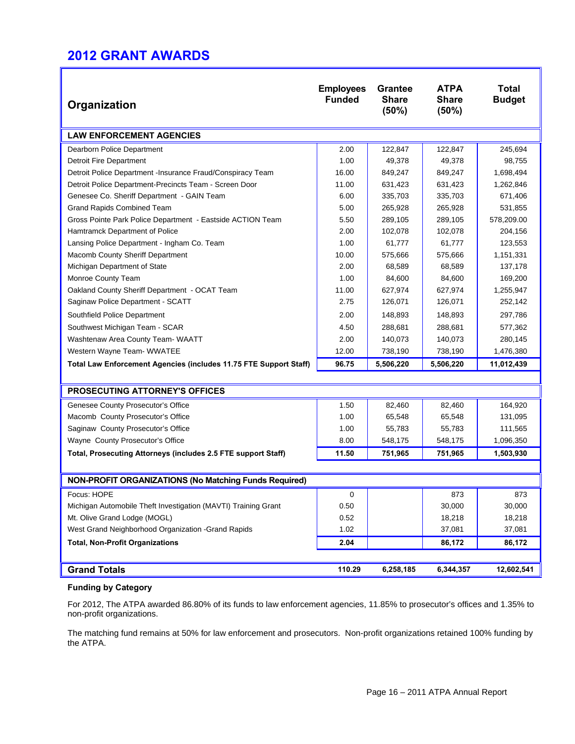## 2012 GRANT AWARDS

| Organization | Employees Funded | Grantee Share (50%) | ATPA Share (50%) | Total Budget |
|---|---|---|---|---|
| **LAW ENFORCEMENT AGENCIES** | | | | |
| Dearborn Police Department | 2.00 | 122,847 | 122,847 | 245,694 |
| Detroit Fire Department | 1.00 | 49,378 | 49,378 | 98,755 |
| Detroit Police Department -Insurance Fraud/Conspiracy Team | 16.00 | 849,247 | 849,247 | 1,698,494 |
| Detroit Police Department-Precincts Team - Screen Door | 11.00 | 631,423 | 631,423 | 1,262,846 |
| Genesee Co. Sheriff Department - GAIN Team | 6.00 | 335,703 | 335,703 | 671,406 |
| Grand Rapids Combined Team | 5.00 | 265,928 | 265,928 | 531,855 |
| Gross Pointe Park Police Department - Eastside ACTION Team | 5.50 | 289,105 | 289,105 | 578,209.00 |
| Hamtramck Department of Police | 2.00 | 102,078 | 102,078 | 204,156 |
| Lansing Police Department - Ingham Co. Team | 1.00 | 61,777 | 61,777 | 123,553 |
| Macomb County Sheriff Department | 10.00 | 575,666 | 575,666 | 1,151,331 |
| Michigan Department of State | 2.00 | 68,589 | 68,589 | 137,178 |
| Monroe County Team | 1.00 | 84,600 | 84,600 | 169,200 |
| Oakland County Sheriff Department - OCAT Team | 11.00 | 627,974 | 627,974 | 1,255,947 |
| Saginaw Police Department - SCATT | 2.75 | 126,071 | 126,071 | 252,142 |
| Southfield Police Department | 2.00 | 148,893 | 148,893 | 297,786 |
| Southwest Michigan Team - SCAR | 4.50 | 288,681 | 288,681 | 577,362 |
| Washtenaw Area County Team- WAATT | 2.00 | 140,073 | 140,073 | 280,145 |
| Western Wayne Team- WWATEE | 12.00 | 738,190 | 738,190 | 1,476,380 |
| **Total Law Enforcement Agencies (includes 11.75 FTE Support Staff)** | **96.75** | **5,506,220** | **5,506,220** | **11,012,439** |
| **PROSECUTING ATTORNEY'S OFFICES** | | | | |
| Genesee County Prosecutor's Office | 1.50 | 82,460 | 82,460 | 164,920 |
| Macomb County Prosecutor's Office | 1.00 | 65,548 | 65,548 | 131,095 |
| Saginaw County Prosecutor's Office | 1.00 | 55,783 | 55,783 | 111,565 |
| Wayne County Prosecutor's Office | 8.00 | 548,175 | 548,175 | 1,096,350 |
| **Total, Prosecuting Attorneys (includes 2.5 FTE support Staff)** | **11.50** | **751,965** | **751,965** | **1,503,930** |
| **NON-PROFIT ORGANIZATIONS (No Matching Funds Required)** | | | | |
| Focus: HOPE | 0 | | 873 | 873 |
| Michigan Automobile Theft Investigation (MAVTI) Training Grant | 0.50 | | 30,000 | 30,000 |
| Mt. Olive Grand Lodge (MOGL) | 0.52 | | 18,218 | 18,218 |
| West Grand Neighborhood Organization -Grand Rapids | 1.02 | | 37,081 | 37,081 |
| **Total, Non-Profit Organizations** | **2.04** | | **86,172** | **86,172** |
| **Grand Totals** | **110.29** | **6,258,185** | **6,344,357** | **12,602,541** |

**Funding by Category**

For 2012, The ATPA awarded 86.80% of its funds to law enforcement agencies, 11.85% to prosecutor's offices and 1.35% to non-profit organizations.

The matching fund remains at 50% for law enforcement and prosecutors. Non-profit organizations retained 100% funding by the ATPA.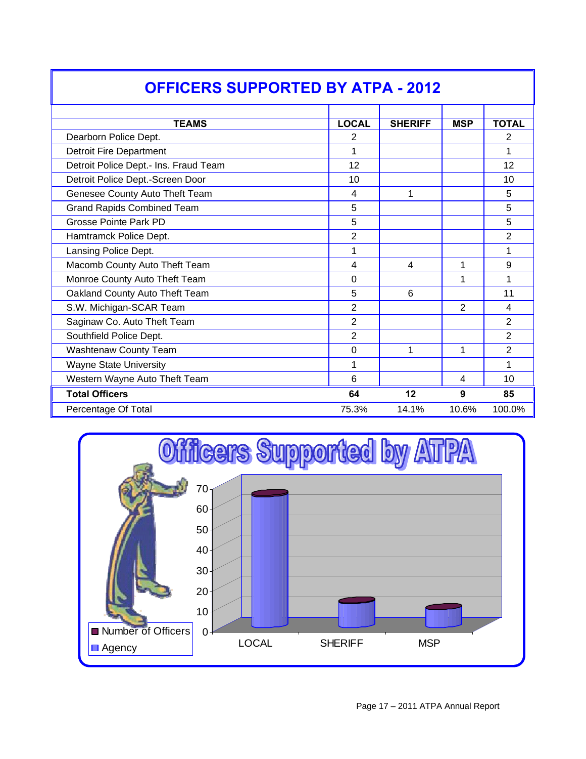# OFFICERS SUPPORTED BY ATPA - 2012

| TEAMS | LOCAL | SHERIFF | MSP | TOTAL |
|---|---|---|---|---|
| Dearborn Police Dept. | 2 | | | 2 |
| Detroit Fire Department | 1 | | | 1 |
| Detroit Police Dept.- Ins. Fraud Team | 12 | | | 12 |
| Detroit Police Dept.-Screen Door | 10 | | | 10 |
| Genesee County Auto Theft Team | 4 | 1 | | 5 |
| Grand Rapids Combined Team | 5 | | | 5 |
| Grosse Pointe Park PD | 5 | | | 5 |
| Hamtramck Police Dept. | 2 | | | 2 |
| Lansing Police Dept. | 1 | | | 1 |
| Macomb County Auto Theft Team | 4 | 4 | 1 | 9 |
| Monroe County Auto Theft Team | 0 | | 1 | 1 |
| Oakland County Auto Theft Team | 5 | 6 | | 11 |
| S.W. Michigan-SCAR Team | 2 | | 2 | 4 |
| Saginaw Co. Auto Theft Team | 2 | | | 2 |
| Southfield Police Dept. | 2 | | | 2 |
| Washtenaw County Team | 0 | 1 | 1 | 2 |
| Wayne State University | 1 | | | 1 |
| Western Wayne Auto Theft Team | 6 | | 4 | 10 |
| **Total Officers** | **64** | **12** | **9** | **85** |
| Percentage Of Total | 75.3% | 14.1% | 10.6% | 100.0% |

## Officers Supported by ATPA

| Agency | Number of Officers |
|---|---|
| LOCAL | 64 |
| SHERIFF | 12 |
| MSP | 9 |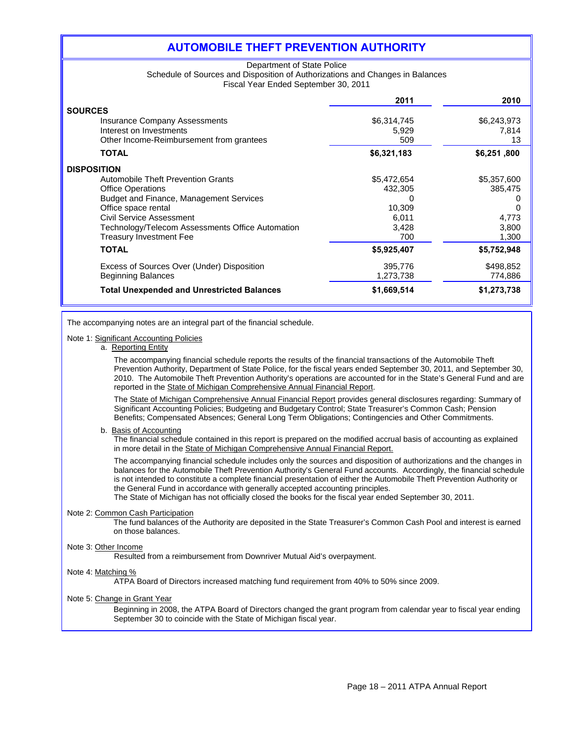# AUTOMOBILE THEFT PREVENTION AUTHORITY

Department of State Police
Schedule of Sources and Disposition of Authorizations and Changes in Balances
Fiscal Year Ended September 30, 2011

| | 2011 | 2010 |
|---|---|---|
| **SOURCES** | | |
| Insurance Company Assessments | $6,314,745 | $6,243,973 |
| Interest on Investments | 5,929 | 7,814 |
| Other Income-Reimbursement from grantees | 509 | 13 |
| **TOTAL** | **$6,321,183** | **$6,251 ,800** |
| **DISPOSITION** | | |
| Automobile Theft Prevention Grants | $5,472,654 | $5,357,600 |
| Office Operations | 432,305 | 385,475 |
| Budget and Finance, Management Services | 0 | 0 |
| Office space rental | 10,309 | 0 |
| Civil Service Assessment | 6,011 | 4,773 |
| Technology/Telecom Assessments Office Automation | 3,428 | 3,800 |
| Treasury Investment Fee | 700 | 1,300 |
| **TOTAL** | **$5,925,407** | **$5,752,948** |
| Excess of Sources Over (Under) Disposition | 395,776 | $498,852 |
| Beginning Balances | 1,273,738 | 774,886 |
| **Total Unexpended and Unrestricted Balances** | **$1,669,514** | **$1,273,738** |

The accompanying notes are an integral part of the financial schedule.

Note 1: Significant Accounting Policies

a. Reporting Entity

The accompanying financial schedule reports the results of the financial transactions of the Automobile Theft Prevention Authority, Department of State Police, for the fiscal years ended September 30, 2011, and September 30, 2010. The Automobile Theft Prevention Authority's operations are accounted for in the State's General Fund and are reported in the State of Michigan Comprehensive Annual Financial Report.

The State of Michigan Comprehensive Annual Financial Report provides general disclosures regarding: Summary of Significant Accounting Policies; Budgeting and Budgetary Control; State Treasurer's Common Cash; Pension Benefits; Compensated Absences; General Long Term Obligations; Contingencies and Other Commitments.

b. Basis of Accounting

The financial schedule contained in this report is prepared on the modified accrual basis of accounting as explained in more detail in the State of Michigan Comprehensive Annual Financial Report.

The accompanying financial schedule includes only the sources and disposition of authorizations and the changes in balances for the Automobile Theft Prevention Authority's General Fund accounts. Accordingly, the financial schedule is not intended to constitute a complete financial presentation of either the Automobile Theft Prevention Authority or the General Fund in accordance with generally accepted accounting principles.

The State of Michigan has not officially closed the books for the fiscal year ended September 30, 2011.

Note 2: Common Cash Participation

The fund balances of the Authority are deposited in the State Treasurer's Common Cash Pool and interest is earned on those balances.

Note 3: Other Income

Resulted from a reimbursement from Downriver Mutual Aid's overpayment.

Note 4: Matching %

ATPA Board of Directors increased matching fund requirement from 40% to 50% since 2009.

Note 5: Change in Grant Year

Beginning in 2008, the ATPA Board of Directors changed the grant program from calendar year to fiscal year ending September 30 to coincide with the State of Michigan fiscal year.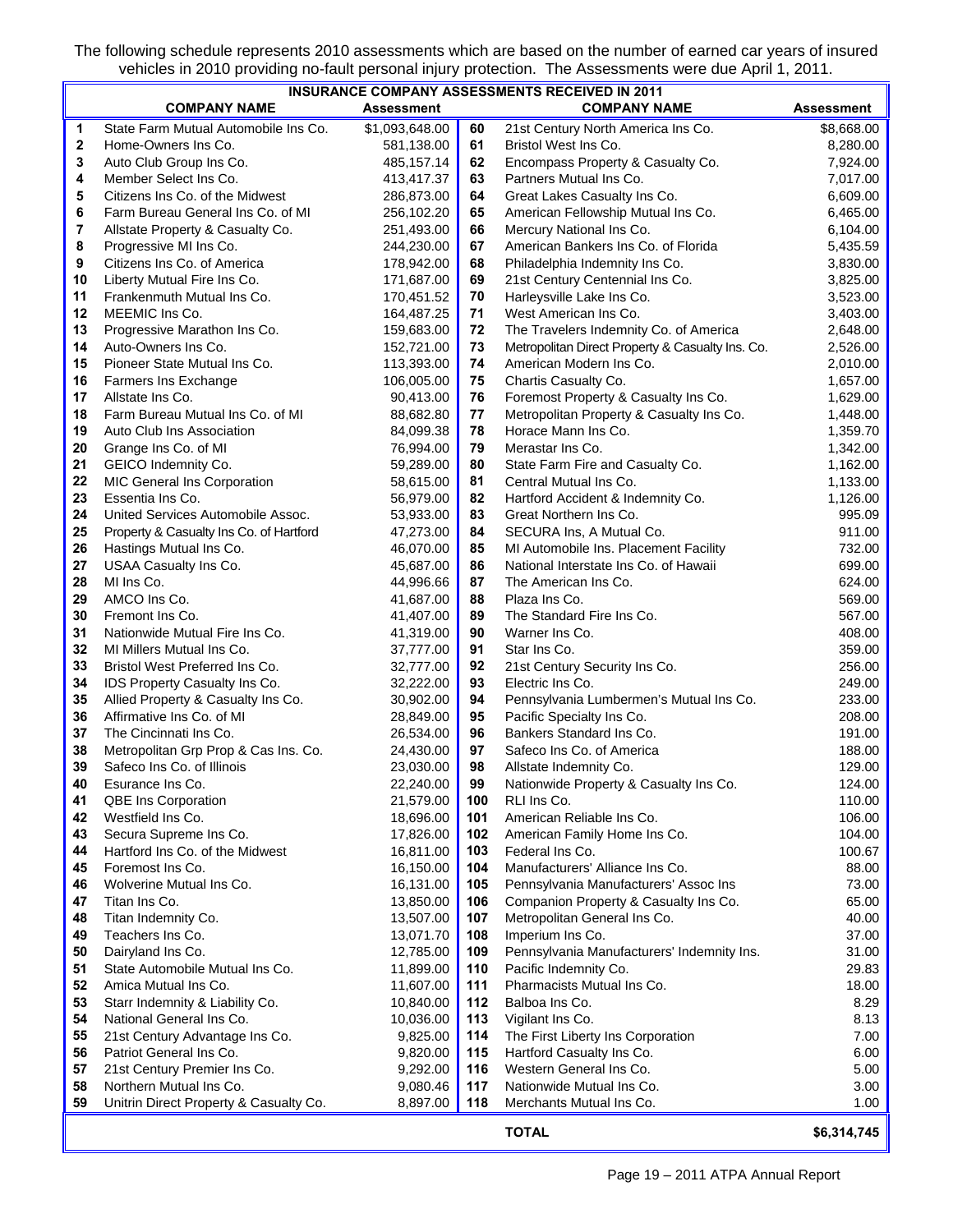The following schedule represents 2010 assessments which are based on the number of earned car years of insured vehicles in 2010 providing no-fault personal injury protection. The Assessments were due April 1, 2011.

| INSURANCE COMPANY ASSESSMENTS RECEIVED IN 2011 | | | | | |
|---|---|---|---|---|---|
| | **COMPANY NAME** | **Assessment** | | **COMPANY NAME** | **Assessment** |
| 1 | State Farm Mutual Automobile Ins Co. | $1,093,648.00 | 60 | 21st Century North America Ins Co. | $8,668.00 |
| 2 | Home-Owners Ins Co. | 581,138.00 | 61 | Bristol West Ins Co. | 8,280.00 |
| 3 | Auto Club Group Ins Co. | 485,157.14 | 62 | Encompass Property & Casualty Co. | 7,924.00 |
| 4 | Member Select Ins Co. | 413,417.37 | 63 | Partners Mutual Ins Co. | 7,017.00 |
| 5 | Citizens Ins Co. of the Midwest | 286,873.00 | 64 | Great Lakes Casualty Ins Co. | 6,609.00 |
| 6 | Farm Bureau General Ins Co. of MI | 256,102.20 | 65 | American Fellowship Mutual Ins Co. | 6,465.00 |
| 7 | Allstate Property & Casualty Co. | 251,493.00 | 66 | Mercury National Ins Co. | 6,104.00 |
| 8 | Progressive MI Ins Co. | 244,230.00 | 67 | American Bankers Ins Co. of Florida | 5,435.59 |
| 9 | Citizens Ins Co. of America | 178,942.00 | 68 | Philadelphia Indemnity Ins Co. | 3,830.00 |
| 10 | Liberty Mutual Fire Ins Co. | 171,687.00 | 69 | 21st Century Centennial Ins Co. | 3,825.00 |
| 11 | Frankenmuth Mutual Ins Co. | 170,451.52 | 70 | Harleysville Lake Ins Co. | 3,523.00 |
| 12 | MEEMIC Ins Co. | 164,487.25 | 71 | West American Ins Co. | 3,403.00 |
| 13 | Progressive Marathon Ins Co. | 159,683.00 | 72 | The Travelers Indemnity Co. of America | 2,648.00 |
| 14 | Auto-Owners Ins Co. | 152,721.00 | 73 | Metropolitan Direct Property & Casualty Ins. Co. | 2,526.00 |
| 15 | Pioneer State Mutual Ins Co. | 113,393.00 | 74 | American Modern Ins Co. | 2,010.00 |
| 16 | Farmers Ins Exchange | 106,005.00 | 75 | Chartis Casualty Co. | 1,657.00 |
| 17 | Allstate Ins Co. | 90,413.00 | 76 | Foremost Property & Casualty Ins Co. | 1,629.00 |
| 18 | Farm Bureau Mutual Ins Co. of MI | 88,682.80 | 77 | Metropolitan Property & Casualty Ins Co. | 1,448.00 |
| 19 | Auto Club Ins Association | 84,099.38 | 78 | Horace Mann Ins Co. | 1,359.70 |
| 20 | Grange Ins Co. of MI | 76,994.00 | 79 | Merastar Ins Co. | 1,342.00 |
| 21 | GEICO Indemnity Co. | 59,289.00 | 80 | State Farm Fire and Casualty Co. | 1,162.00 |
| 22 | MIC General Ins Corporation | 58,615.00 | 81 | Central Mutual Ins Co. | 1,133.00 |
| 23 | Essentia Ins Co. | 56,979.00 | 82 | Hartford Accident & Indemnity Co. | 1,126.00 |
| 24 | United Services Automobile Assoc. | 53,933.00 | 83 | Great Northern Ins Co. | 995.09 |
| 25 | Property & Casualty Ins Co. of Hartford | 47,273.00 | 84 | SECURA Ins, A Mutual Co. | 911.00 |
| 26 | Hastings Mutual Ins Co. | 46,070.00 | 85 | MI Automobile Ins. Placement Facility | 732.00 |
| 27 | USAA Casualty Ins Co. | 45,687.00 | 86 | National Interstate Ins Co. of Hawaii | 699.00 |
| 28 | MI Ins Co. | 44,996.66 | 87 | The American Ins Co. | 624.00 |
| 29 | AMCO Ins Co. | 41,687.00 | 88 | Plaza Ins Co. | 569.00 |
| 30 | Fremont Ins Co. | 41,407.00 | 89 | The Standard Fire Ins Co. | 567.00 |
| 31 | Nationwide Mutual Fire Ins Co. | 41,319.00 | 90 | Warner Ins Co. | 408.00 |
| 32 | MI Millers Mutual Ins Co. | 37,777.00 | 91 | Star Ins Co. | 359.00 |
| 33 | Bristol West Preferred Ins Co. | 32,777.00 | 92 | 21st Century Security Ins Co. | 256.00 |
| 34 | IDS Property Casualty Ins Co. | 32,222.00 | 93 | Electric Ins Co. | 249.00 |
| 35 | Allied Property & Casualty Ins Co. | 30,902.00 | 94 | Pennsylvania Lumbermen's Mutual Ins Co. | 233.00 |
| 36 | Affirmative Ins Co. of MI | 28,849.00 | 95 | Pacific Specialty Ins Co. | 208.00 |
| 37 | The Cincinnati Ins Co. | 26,534.00 | 96 | Bankers Standard Ins Co. | 191.00 |
| 38 | Metropolitan Grp Prop & Cas Ins. Co. | 24,430.00 | 97 | Safeco Ins Co. of America | 188.00 |
| 39 | Safeco Ins Co. of Illinois | 23,030.00 | 98 | Allstate Indemnity Co. | 129.00 |
| 40 | Esurance Ins Co. | 22,240.00 | 99 | Nationwide Property & Casualty Ins Co. | 124.00 |
| 41 | QBE Ins Corporation | 21,579.00 | 100 | RLI Ins Co. | 110.00 |
| 42 | Westfield Ins Co. | 18,696.00 | 101 | American Reliable Ins Co. | 106.00 |
| 43 | Secura Supreme Ins Co. | 17,826.00 | 102 | American Family Home Ins Co. | 104.00 |
| 44 | Hartford Ins Co. of the Midwest | 16,811.00 | 103 | Federal Ins Co. | 100.67 |
| 45 | Foremost Ins Co. | 16,150.00 | 104 | Manufacturers' Alliance Ins Co. | 88.00 |
| 46 | Wolverine Mutual Ins Co. | 16,131.00 | 105 | Pennsylvania Manufacturers' Assoc Ins | 73.00 |
| 47 | Titan Ins Co. | 13,850.00 | 106 | Companion Property & Casualty Ins Co. | 65.00 |
| 48 | Titan Indemnity Co. | 13,507.00 | 107 | Metropolitan General Ins Co. | 40.00 |
| 49 | Teachers Ins Co. | 13,071.70 | 108 | Imperium Ins Co. | 37.00 |
| 50 | Dairyland Ins Co. | 12,785.00 | 109 | Pennsylvania Manufacturers' Indemnity Ins. | 31.00 |
| 51 | State Automobile Mutual Ins Co. | 11,899.00 | 110 | Pacific Indemnity Co. | 29.83 |
| 52 | Amica Mutual Ins Co. | 11,607.00 | 111 | Pharmacists Mutual Ins Co. | 18.00 |
| 53 | Starr Indemnity & Liability Co. | 10,840.00 | 112 | Balboa Ins Co. | 8.29 |
| 54 | National General Ins Co. | 10,036.00 | 113 | Vigilant Ins Co. | 8.13 |
| 55 | 21st Century Advantage Ins Co. | 9,825.00 | 114 | The First Liberty Ins Corporation | 7.00 |
| 56 | Patriot General Ins Co. | 9,820.00 | 115 | Hartford Casualty Ins Co. | 6.00 |
| 57 | 21st Century Premier Ins Co. | 9,292.00 | 116 | Western General Ins Co. | 5.00 |
| 58 | Northern Mutual Ins Co. | 9,080.46 | 117 | Nationwide Mutual Ins Co. | 3.00 |
| 59 | Unitrin Direct Property & Casualty Co. | 8,897.00 | 118 | Merchants Mutual Ins Co. | 1.00 |
| | | | | **TOTAL** | **$6,314,745** |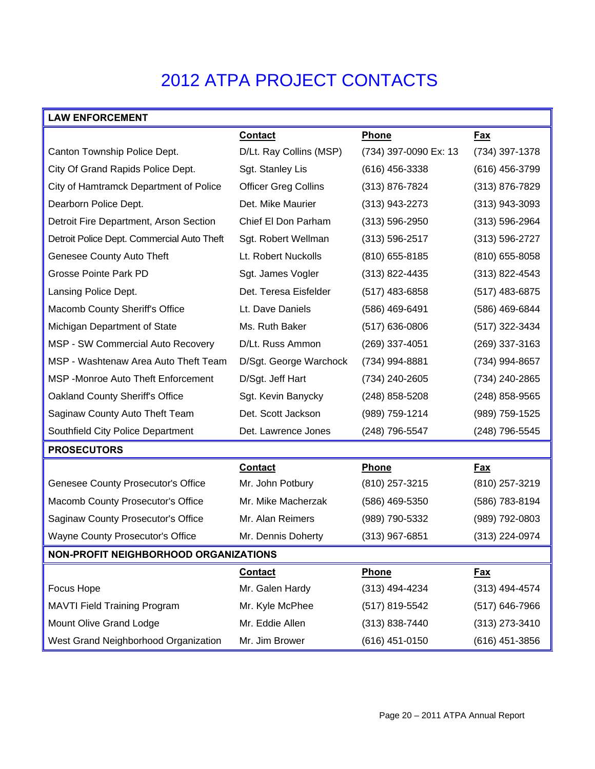# 2012 ATPA PROJECT CONTACTS

| LAW ENFORCEMENT | Contact | Phone | Fax |
|---|---|---|---|
| Canton Township Police Dept. | D/Lt. Ray Collins (MSP) | (734) 397-0090 Ex: 13 | (734) 397-1378 |
| City Of Grand Rapids Police Dept. | Sgt. Stanley Lis | (616) 456-3338 | (616) 456-3799 |
| City of Hamtramck Department of Police | Officer Greg Collins | (313) 876-7824 | (313) 876-7829 |
| Dearborn Police Dept. | Det. Mike Maurier | (313) 943-2273 | (313) 943-3093 |
| Detroit Fire Department, Arson Section | Chief El Don Parham | (313) 596-2950 | (313) 596-2964 |
| Detroit Police Dept. Commercial Auto Theft | Sgt. Robert Wellman | (313) 596-2517 | (313) 596-2727 |
| Genesee County Auto Theft | Lt. Robert Nuckolls | (810) 655-8185 | (810) 655-8058 |
| Grosse Pointe Park PD | Sgt. James Vogler | (313) 822-4435 | (313) 822-4543 |
| Lansing Police Dept. | Det. Teresa Eisfelder | (517) 483-6858 | (517) 483-6875 |
| Macomb County Sheriff's Office | Lt. Dave Daniels | (586) 469-6491 | (586) 469-6844 |
| Michigan Department of State | Ms. Ruth Baker | (517) 636-0806 | (517) 322-3434 |
| MSP - SW Commercial Auto Recovery | D/Lt. Russ Ammon | (269) 337-4051 | (269) 337-3163 |
| MSP - Washtenaw Area Auto Theft Team | D/Sgt. George Warchock | (734) 994-8881 | (734) 994-8657 |
| MSP -Monroe Auto Theft Enforcement | D/Sgt. Jeff Hart | (734) 240-2605 | (734) 240-2865 |
| Oakland County Sheriff's Office | Sgt. Kevin Banycky | (248) 858-5208 | (248) 858-9565 |
| Saginaw County Auto Theft Team | Det. Scott Jackson | (989) 759-1214 | (989) 759-1525 |
| Southfield City Police Department | Det. Lawrence Jones | (248) 796-5547 | (248) 796-5545 |

| PROSECUTORS | Contact | Phone | Fax |
|---|---|---|---|
| Genesee County Prosecutor's Office | Mr. John Potbury | (810) 257-3215 | (810) 257-3219 |
| Macomb County Prosecutor's Office | Mr. Mike Macherzak | (586) 469-5350 | (586) 783-8194 |
| Saginaw County Prosecutor's Office | Mr. Alan Reimers | (989) 790-5332 | (989) 792-0803 |
| Wayne County Prosecutor's Office | Mr. Dennis Doherty | (313) 967-6851 | (313) 224-0974 |

| NON-PROFIT NEIGHBORHOOD ORGANIZATIONS | Contact | Phone | Fax |
|---|---|---|---|
| Focus Hope | Mr. Galen Hardy | (313) 494-4234 | (313) 494-4574 |
| MAVTI Field Training Program | Mr. Kyle McPhee | (517) 819-5542 | (517) 646-7966 |
| Mount Olive Grand Lodge | Mr. Eddie Allen | (313) 838-7440 | (313) 273-3410 |
| West Grand Neighborhood Organization | Mr. Jim Brower | (616) 451-0150 | (616) 451-3856 |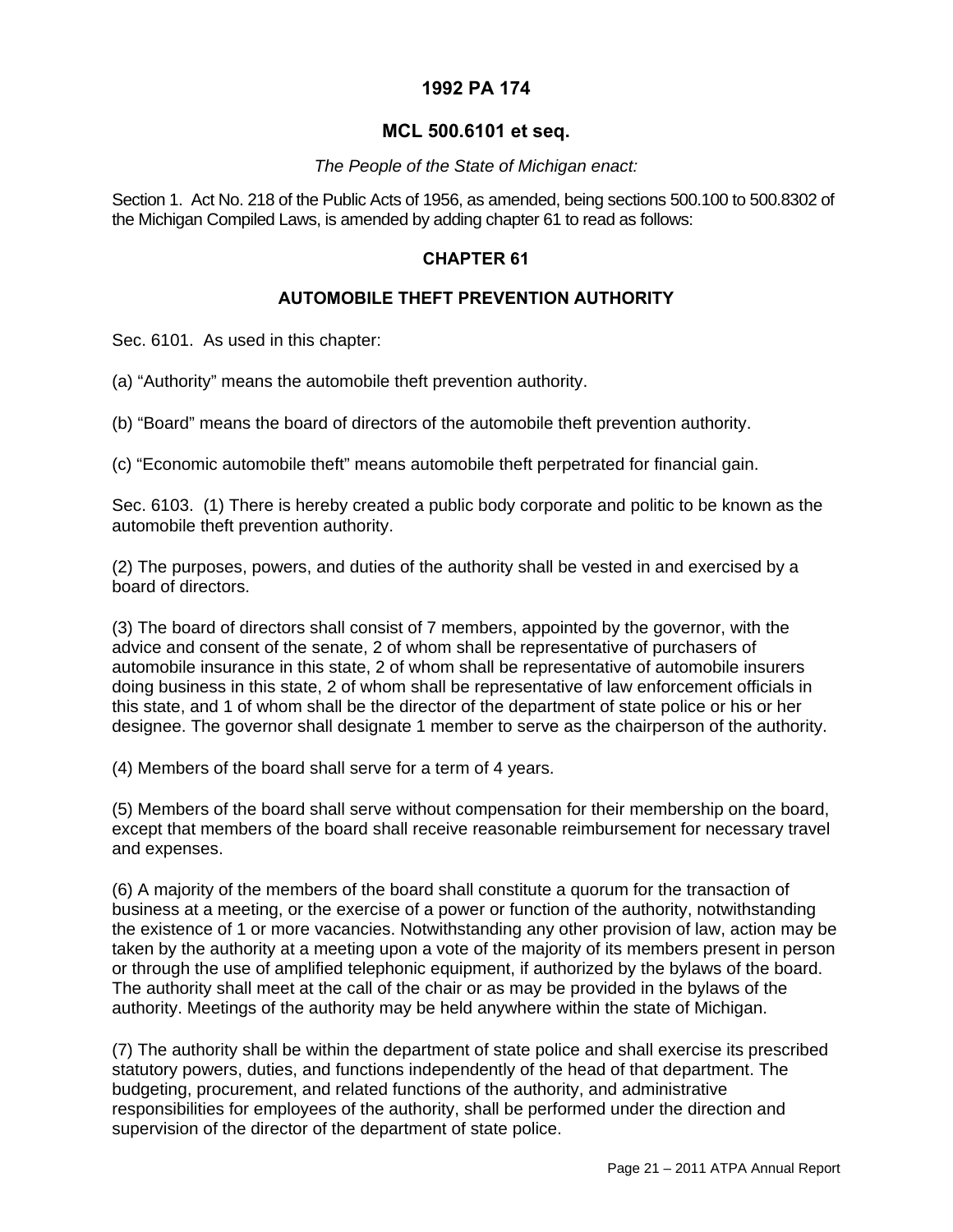# 1992 PA 174

## MCL 500.6101 et seq.

*The People of the State of Michigan enact:*

Section 1. Act No. 218 of the Public Acts of 1956, as amended, being sections 500.100 to 500.8302 of the Michigan Compiled Laws, is amended by adding chapter 61 to read as follows:

### CHAPTER 61

### AUTOMOBILE THEFT PREVENTION AUTHORITY

Sec. 6101. As used in this chapter:

(a) “Authority” means the automobile theft prevention authority.

(b) “Board” means the board of directors of the automobile theft prevention authority.

(c) “Economic automobile theft” means automobile theft perpetrated for financial gain.

Sec. 6103. (1) There is hereby created a public body corporate and politic to be known as the automobile theft prevention authority.

(2) The purposes, powers, and duties of the authority shall be vested in and exercised by a board of directors.

(3) The board of directors shall consist of 7 members, appointed by the governor, with the advice and consent of the senate, 2 of whom shall be representative of purchasers of automobile insurance in this state, 2 of whom shall be representative of automobile insurers doing business in this state, 2 of whom shall be representative of law enforcement officials in this state, and 1 of whom shall be the director of the department of state police or his or her designee. The governor shall designate 1 member to serve as the chairperson of the authority.

(4) Members of the board shall serve for a term of 4 years.

(5) Members of the board shall serve without compensation for their membership on the board, except that members of the board shall receive reasonable reimbursement for necessary travel and expenses.

(6) A majority of the members of the board shall constitute a quorum for the transaction of business at a meeting, or the exercise of a power or function of the authority, notwithstanding the existence of 1 or more vacancies. Notwithstanding any other provision of law, action may be taken by the authority at a meeting upon a vote of the majority of its members present in person or through the use of amplified telephonic equipment, if authorized by the bylaws of the board. The authority shall meet at the call of the chair or as may be provided in the bylaws of the authority. Meetings of the authority may be held anywhere within the state of Michigan.

(7) The authority shall be within the department of state police and shall exercise its prescribed statutory powers, duties, and functions independently of the head of that department. The budgeting, procurement, and related functions of the authority, and administrative responsibilities for employees of the authority, shall be performed under the direction and supervision of the director of the department of state police.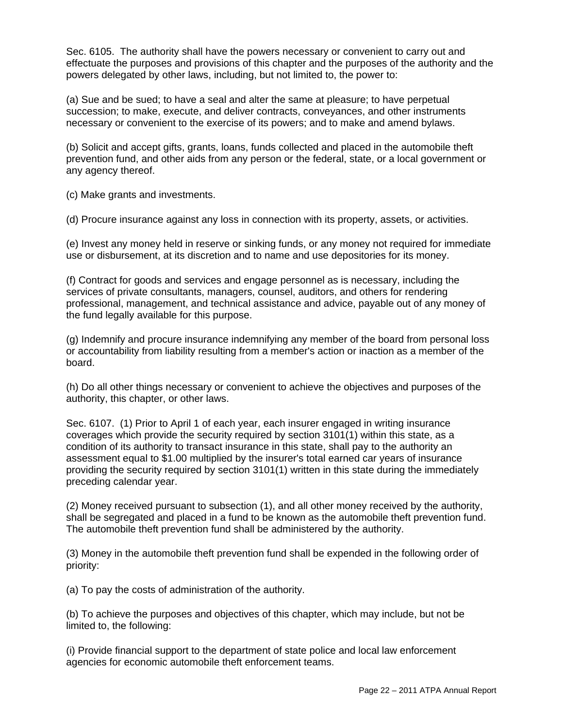Sec. 6105. The authority shall have the powers necessary or convenient to carry out and effectuate the purposes and provisions of this chapter and the purposes of the authority and the powers delegated by other laws, including, but not limited to, the power to:

(a) Sue and be sued; to have a seal and alter the same at pleasure; to have perpetual succession; to make, execute, and deliver contracts, conveyances, and other instruments necessary or convenient to the exercise of its powers; and to make and amend bylaws.

(b) Solicit and accept gifts, grants, loans, funds collected and placed in the automobile theft prevention fund, and other aids from any person or the federal, state, or a local government or any agency thereof.

(c) Make grants and investments.

(d) Procure insurance against any loss in connection with its property, assets, or activities.

(e) Invest any money held in reserve or sinking funds, or any money not required for immediate use or disbursement, at its discretion and to name and use depositories for its money.

(f) Contract for goods and services and engage personnel as is necessary, including the services of private consultants, managers, counsel, auditors, and others for rendering professional, management, and technical assistance and advice, payable out of any money of the fund legally available for this purpose.

(g) Indemnify and procure insurance indemnifying any member of the board from personal loss or accountability from liability resulting from a member's action or inaction as a member of the board.

(h) Do all other things necessary or convenient to achieve the objectives and purposes of the authority, this chapter, or other laws.

Sec. 6107. (1) Prior to April 1 of each year, each insurer engaged in writing insurance coverages which provide the security required by section 3101(1) within this state, as a condition of its authority to transact insurance in this state, shall pay to the authority an assessment equal to $1.00 multiplied by the insurer's total earned car years of insurance providing the security required by section 3101(1) written in this state during the immediately preceding calendar year.

(2) Money received pursuant to subsection (1), and all other money received by the authority, shall be segregated and placed in a fund to be known as the automobile theft prevention fund. The automobile theft prevention fund shall be administered by the authority.

(3) Money in the automobile theft prevention fund shall be expended in the following order of priority:

(a) To pay the costs of administration of the authority.

(b) To achieve the purposes and objectives of this chapter, which may include, but not be limited to, the following:

(i) Provide financial support to the department of state police and local law enforcement agencies for economic automobile theft enforcement teams.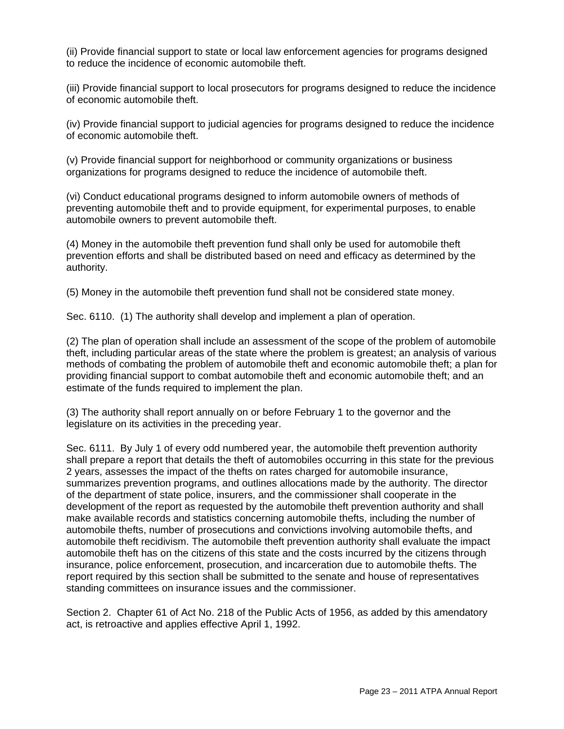(ii) Provide financial support to state or local law enforcement agencies for programs designed to reduce the incidence of economic automobile theft.

(iii) Provide financial support to local prosecutors for programs designed to reduce the incidence of economic automobile theft.

(iv) Provide financial support to judicial agencies for programs designed to reduce the incidence of economic automobile theft.

(v) Provide financial support for neighborhood or community organizations or business organizations for programs designed to reduce the incidence of automobile theft.

(vi) Conduct educational programs designed to inform automobile owners of methods of preventing automobile theft and to provide equipment, for experimental purposes, to enable automobile owners to prevent automobile theft.

(4) Money in the automobile theft prevention fund shall only be used for automobile theft prevention efforts and shall be distributed based on need and efficacy as determined by the authority.

(5) Money in the automobile theft prevention fund shall not be considered state money.

Sec. 6110. (1) The authority shall develop and implement a plan of operation.

(2) The plan of operation shall include an assessment of the scope of the problem of automobile theft, including particular areas of the state where the problem is greatest; an analysis of various methods of combating the problem of automobile theft and economic automobile theft; a plan for providing financial support to combat automobile theft and economic automobile theft; and an estimate of the funds required to implement the plan.

(3) The authority shall report annually on or before February 1 to the governor and the legislature on its activities in the preceding year.

Sec. 6111. By July 1 of every odd numbered year, the automobile theft prevention authority shall prepare a report that details the theft of automobiles occurring in this state for the previous 2 years, assesses the impact of the thefts on rates charged for automobile insurance, summarizes prevention programs, and outlines allocations made by the authority. The director of the department of state police, insurers, and the commissioner shall cooperate in the development of the report as requested by the automobile theft prevention authority and shall make available records and statistics concerning automobile thefts, including the number of automobile thefts, number of prosecutions and convictions involving automobile thefts, and automobile theft recidivism. The automobile theft prevention authority shall evaluate the impact automobile theft has on the citizens of this state and the costs incurred by the citizens through insurance, police enforcement, prosecution, and incarceration due to automobile thefts. The report required by this section shall be submitted to the senate and house of representatives standing committees on insurance issues and the commissioner.

Section 2. Chapter 61 of Act No. 218 of the Public Acts of 1956, as added by this amendatory act, is retroactive and applies effective April 1, 1992.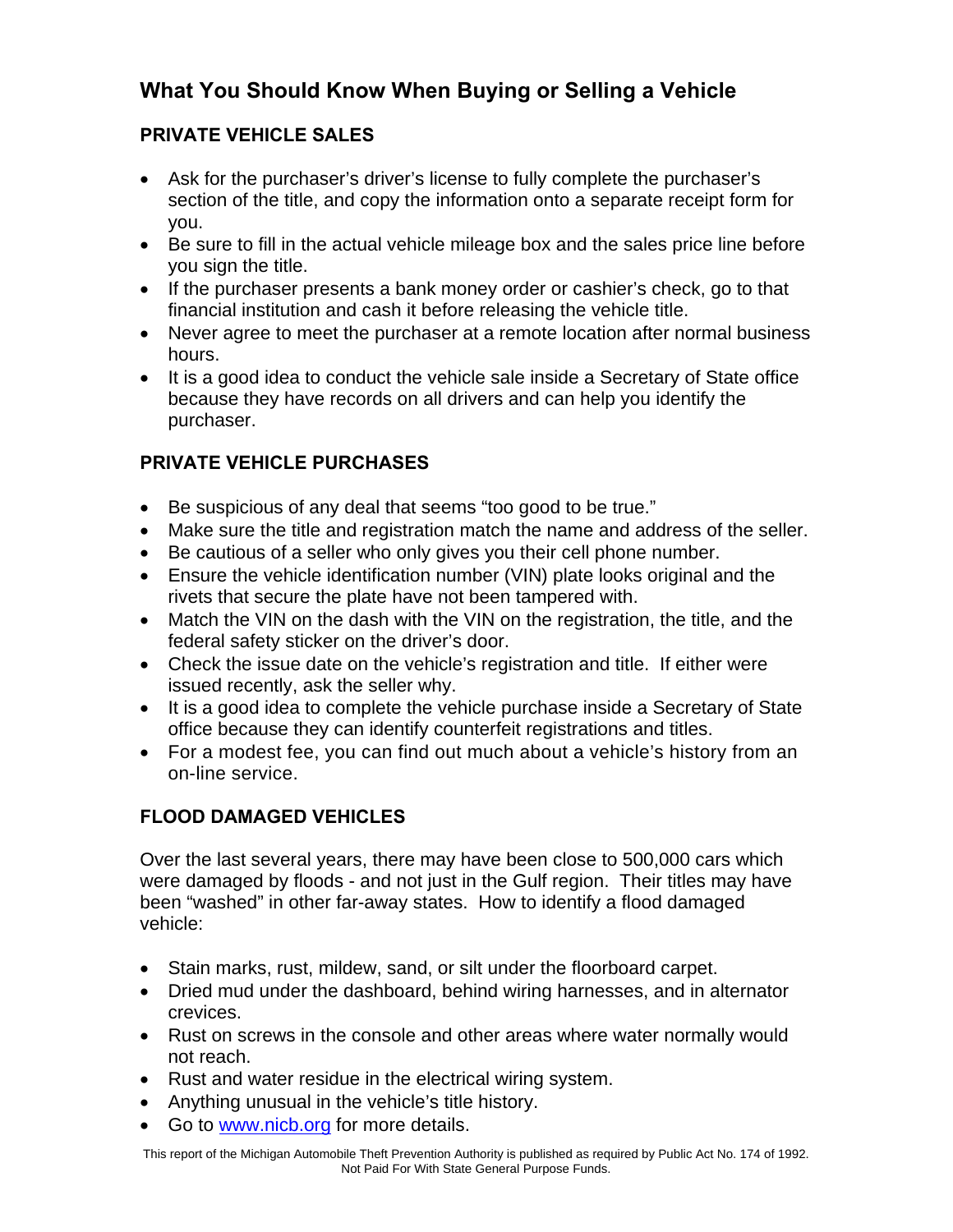# What You Should Know When Buying or Selling a Vehicle

## PRIVATE VEHICLE SALES

- Ask for the purchaser's driver's license to fully complete the purchaser's section of the title, and copy the information onto a separate receipt form for you.
- Be sure to fill in the actual vehicle mileage box and the sales price line before you sign the title.
- If the purchaser presents a bank money order or cashier's check, go to that financial institution and cash it before releasing the vehicle title.
- Never agree to meet the purchaser at a remote location after normal business hours.
- It is a good idea to conduct the vehicle sale inside a Secretary of State office because they have records on all drivers and can help you identify the purchaser.

## PRIVATE VEHICLE PURCHASES

- Be suspicious of any deal that seems "too good to be true."
- Make sure the title and registration match the name and address of the seller.
- Be cautious of a seller who only gives you their cell phone number.
- Ensure the vehicle identification number (VIN) plate looks original and the rivets that secure the plate have not been tampered with.
- Match the VIN on the dash with the VIN on the registration, the title, and the federal safety sticker on the driver's door.
- Check the issue date on the vehicle's registration and title. If either were issued recently, ask the seller why.
- It is a good idea to complete the vehicle purchase inside a Secretary of State office because they can identify counterfeit registrations and titles.
- For a modest fee, you can find out much about a vehicle's history from an on-line service.

## FLOOD DAMAGED VEHICLES

Over the last several years, there may have been close to 500,000 cars which were damaged by floods - and not just in the Gulf region. Their titles may have been "washed" in other far-away states. How to identify a flood damaged vehicle:

- Stain marks, rust, mildew, sand, or silt under the floorboard carpet.
- Dried mud under the dashboard, behind wiring harnesses, and in alternator crevices.
- Rust on screws in the console and other areas where water normally would not reach.
- Rust and water residue in the electrical wiring system.
- Anything unusual in the vehicle's title history.
- Go to www.nicb.org for more details.

This report of the Michigan Automobile Theft Prevention Authority is published as required by Public Act No. 174 of 1992.
Not Paid For With State General Purpose Funds.